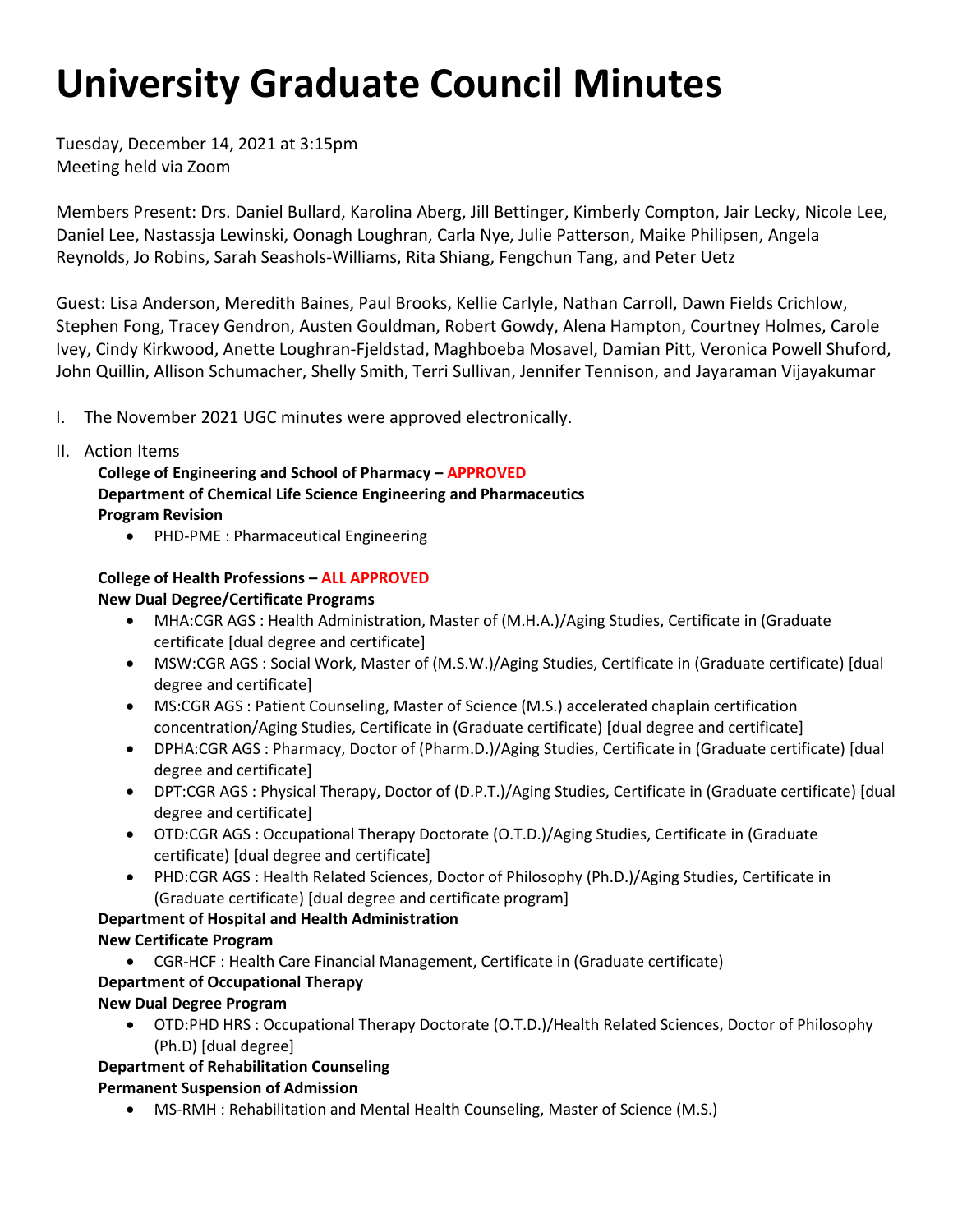# University Graduate Council Minutes

Tuesday, December 14, 2021 at 3:15pm
Meeting held via Zoom

Members Present: Drs. Daniel Bullard, Karolina Aberg, Jill Bettinger, Kimberly Compton, Jair Lecky, Nicole Lee, Daniel Lee, Nastassja Lewinski, Oonagh Loughran, Carla Nye, Julie Patterson, Maike Philipsen, Angela Reynolds, Jo Robins, Sarah Seashols-Williams, Rita Shiang, Fengchun Tang, and Peter Uetz

Guest: Lisa Anderson, Meredith Baines, Paul Brooks, Kellie Carlyle, Nathan Carroll, Dawn Fields Crichlow, Stephen Fong, Tracey Gendron, Austen Gouldman, Robert Gowdy, Alena Hampton, Courtney Holmes, Carole Ivey, Cindy Kirkwood, Anette Loughran-Fjeldstad, Maghboeba Mosavel, Damian Pitt, Veronica Powell Shuford, John Quillin, Allison Schumacher, Shelly Smith, Terri Sullivan, Jennifer Tennison, and Jayaraman Vijayakumar

I. The November 2021 UGC minutes were approved electronically.

II. Action Items

**College of Engineering and School of Pharmacy – APPROVED**
**Department of Chemical Life Science Engineering and Pharmaceutics**
**Program Revision**

- PHD-PME : Pharmaceutical Engineering

**College of Health Professions – ALL APPROVED**
**New Dual Degree/Certificate Programs**

- MHA:CGR AGS : Health Administration, Master of (M.H.A.)/Aging Studies, Certificate in (Graduate certificate [dual degree and certificate]
- MSW:CGR AGS : Social Work, Master of (M.S.W.)/Aging Studies, Certificate in (Graduate certificate) [dual degree and certificate]
- MS:CGR AGS : Patient Counseling, Master of Science (M.S.) accelerated chaplain certification concentration/Aging Studies, Certificate in (Graduate certificate) [dual degree and certificate]
- DPHA:CGR AGS : Pharmacy, Doctor of (Pharm.D.)/Aging Studies, Certificate in (Graduate certificate) [dual degree and certificate]
- DPT:CGR AGS : Physical Therapy, Doctor of (D.P.T.)/Aging Studies, Certificate in (Graduate certificate) [dual degree and certificate]
- OTD:CGR AGS : Occupational Therapy Doctorate (O.T.D.)/Aging Studies, Certificate in (Graduate certificate) [dual degree and certificate]
- PHD:CGR AGS : Health Related Sciences, Doctor of Philosophy (Ph.D.)/Aging Studies, Certificate in (Graduate certificate) [dual degree and certificate program]

**Department of Hospital and Health Administration**
**New Certificate Program**

- CGR-HCF : Health Care Financial Management, Certificate in (Graduate certificate)

**Department of Occupational Therapy**
**New Dual Degree Program**

- OTD:PHD HRS : Occupational Therapy Doctorate (O.T.D.)/Health Related Sciences, Doctor of Philosophy (Ph.D) [dual degree]

**Department of Rehabilitation Counseling**
**Permanent Suspension of Admission**

- MS-RMH : Rehabilitation and Mental Health Counseling, Master of Science (M.S.)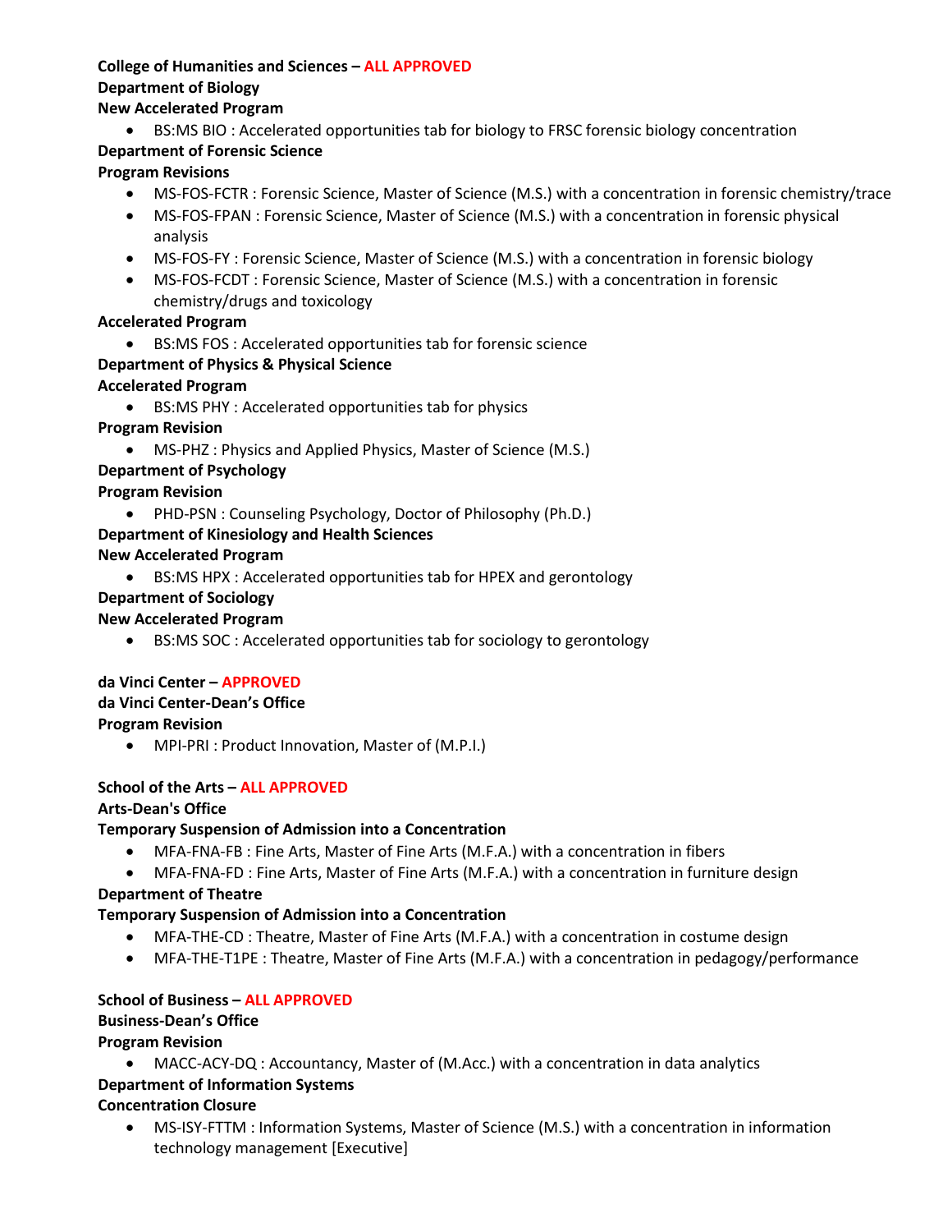**College of Humanities and Sciences – ALL APPROVED**

**Department of Biology**

**New Accelerated Program**

- BS:MS BIO : Accelerated opportunities tab for biology to FRSC forensic biology concentration

**Department of Forensic Science**

**Program Revisions**

- MS-FOS-FCTR : Forensic Science, Master of Science (M.S.) with a concentration in forensic chemistry/trace
- MS-FOS-FPAN : Forensic Science, Master of Science (M.S.) with a concentration in forensic physical analysis
- MS-FOS-FY : Forensic Science, Master of Science (M.S.) with a concentration in forensic biology
- MS-FOS-FCDT : Forensic Science, Master of Science (M.S.) with a concentration in forensic chemistry/drugs and toxicology

**Accelerated Program**

- BS:MS FOS : Accelerated opportunities tab for forensic science

**Department of Physics & Physical Science**

**Accelerated Program**

- BS:MS PHY : Accelerated opportunities tab for physics

**Program Revision**

- MS-PHZ : Physics and Applied Physics, Master of Science (M.S.)

**Department of Psychology**

**Program Revision**

- PHD-PSN : Counseling Psychology, Doctor of Philosophy (Ph.D.)

**Department of Kinesiology and Health Sciences**

**New Accelerated Program**

- BS:MS HPX : Accelerated opportunities tab for HPEX and gerontology

**Department of Sociology**

**New Accelerated Program**

- BS:MS SOC : Accelerated opportunities tab for sociology to gerontology

**da Vinci Center – APPROVED**

**da Vinci Center-Dean's Office**

**Program Revision**

- MPI-PRI : Product Innovation, Master of (M.P.I.)

**School of the Arts – ALL APPROVED**

**Arts-Dean's Office**

**Temporary Suspension of Admission into a Concentration**

- MFA-FNA-FB : Fine Arts, Master of Fine Arts (M.F.A.) with a concentration in fibers
- MFA-FNA-FD : Fine Arts, Master of Fine Arts (M.F.A.) with a concentration in furniture design

**Department of Theatre**

**Temporary Suspension of Admission into a Concentration**

- MFA-THE-CD : Theatre, Master of Fine Arts (M.F.A.) with a concentration in costume design
- MFA-THE-T1PE : Theatre, Master of Fine Arts (M.F.A.) with a concentration in pedagogy/performance

**School of Business – ALL APPROVED**

**Business-Dean's Office**

**Program Revision**

- MACC-ACY-DQ : Accountancy, Master of (M.Acc.) with a concentration in data analytics

**Department of Information Systems**

**Concentration Closure**

- MS-ISY-FTTM : Information Systems, Master of Science (M.S.) with a concentration in information technology management [Executive]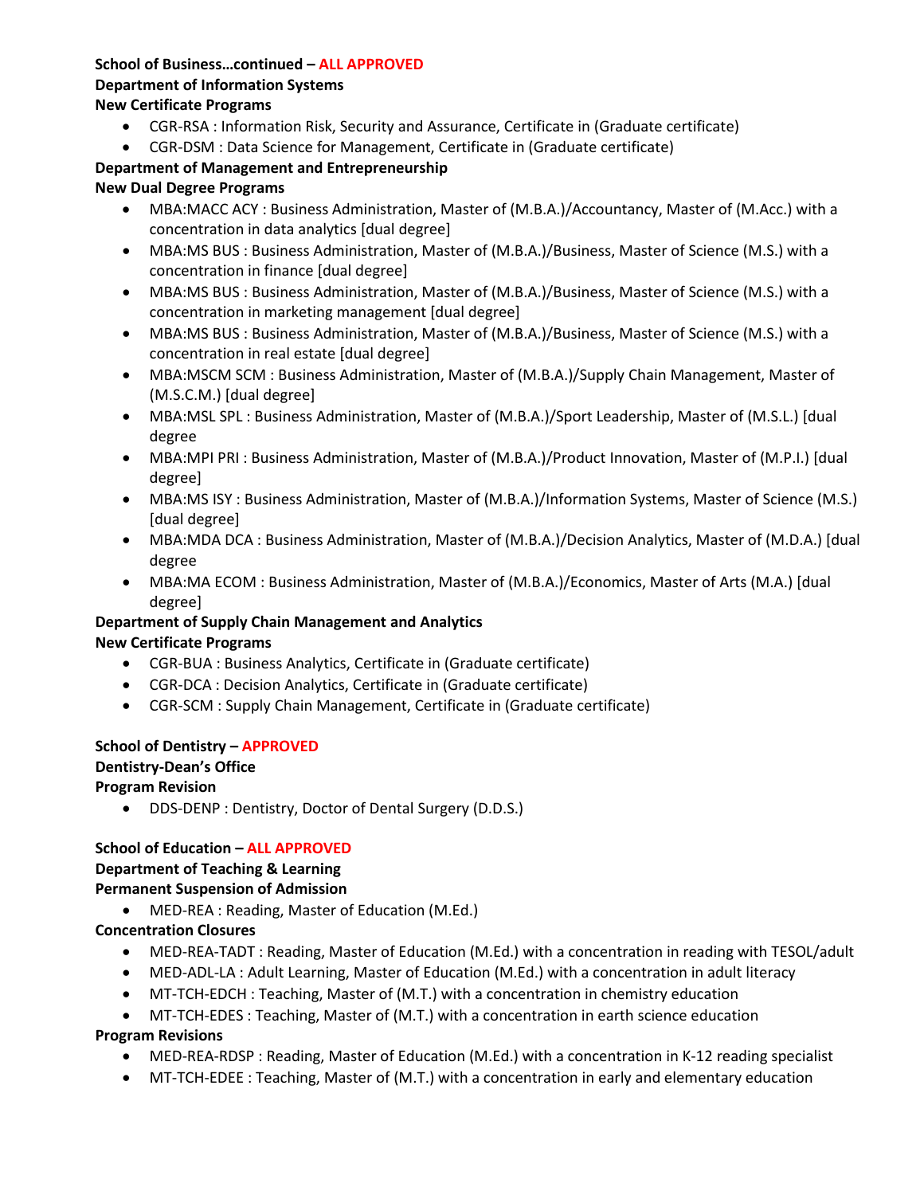**School of Business…continued – ALL APPROVED**

**Department of Information Systems**

**New Certificate Programs**

- CGR-RSA : Information Risk, Security and Assurance, Certificate in (Graduate certificate)
- CGR-DSM : Data Science for Management, Certificate in (Graduate certificate)

**Department of Management and Entrepreneurship**

**New Dual Degree Programs**

- MBA:MACC ACY : Business Administration, Master of (M.B.A.)/Accountancy, Master of (M.Acc.) with a concentration in data analytics [dual degree]
- MBA:MS BUS : Business Administration, Master of (M.B.A.)/Business, Master of Science (M.S.) with a concentration in finance [dual degree]
- MBA:MS BUS : Business Administration, Master of (M.B.A.)/Business, Master of Science (M.S.) with a concentration in marketing management [dual degree]
- MBA:MS BUS : Business Administration, Master of (M.B.A.)/Business, Master of Science (M.S.) with a concentration in real estate [dual degree]
- MBA:MSCM SCM : Business Administration, Master of (M.B.A.)/Supply Chain Management, Master of (M.S.C.M.) [dual degree]
- MBA:MSL SPL : Business Administration, Master of (M.B.A.)/Sport Leadership, Master of (M.S.L.) [dual degree
- MBA:MPI PRI : Business Administration, Master of (M.B.A.)/Product Innovation, Master of (M.P.I.) [dual degree]
- MBA:MS ISY : Business Administration, Master of (M.B.A.)/Information Systems, Master of Science (M.S.) [dual degree]
- MBA:MDA DCA : Business Administration, Master of (M.B.A.)/Decision Analytics, Master of (M.D.A.) [dual degree
- MBA:MA ECOM : Business Administration, Master of (M.B.A.)/Economics, Master of Arts (M.A.) [dual degree]

**Department of Supply Chain Management and Analytics**

**New Certificate Programs**

- CGR-BUA : Business Analytics, Certificate in (Graduate certificate)
- CGR-DCA : Decision Analytics, Certificate in (Graduate certificate)
- CGR-SCM : Supply Chain Management, Certificate in (Graduate certificate)

**School of Dentistry – APPROVED**

**Dentistry-Dean's Office**

**Program Revision**

- DDS-DENP : Dentistry, Doctor of Dental Surgery (D.D.S.)

**School of Education – ALL APPROVED**

**Department of Teaching & Learning**

**Permanent Suspension of Admission**

- MED-REA : Reading, Master of Education (M.Ed.)

**Concentration Closures**

- MED-REA-TADT : Reading, Master of Education (M.Ed.) with a concentration in reading with TESOL/adult
- MED-ADL-LA : Adult Learning, Master of Education (M.Ed.) with a concentration in adult literacy
- MT-TCH-EDCH : Teaching, Master of (M.T.) with a concentration in chemistry education
- MT-TCH-EDES : Teaching, Master of (M.T.) with a concentration in earth science education

**Program Revisions**

- MED-REA-RDSP : Reading, Master of Education (M.Ed.) with a concentration in K-12 reading specialist
- MT-TCH-EDEE : Teaching, Master of (M.T.) with a concentration in early and elementary education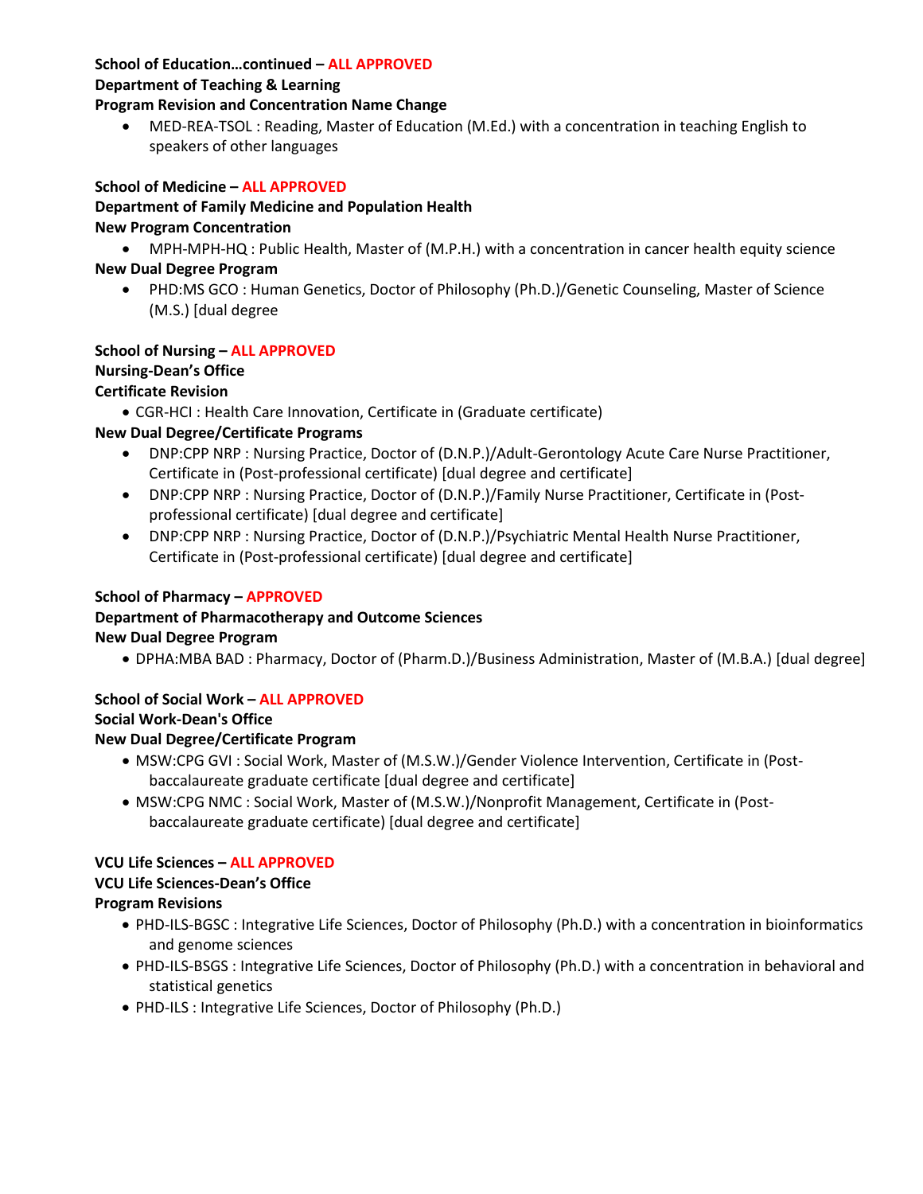**School of Education…continued – ALL APPROVED**

**Department of Teaching & Learning**

**Program Revision and Concentration Name Change**

- MED-REA-TSOL : Reading, Master of Education (M.Ed.) with a concentration in teaching English to speakers of other languages

**School of Medicine – ALL APPROVED**

**Department of Family Medicine and Population Health**

**New Program Concentration**

- MPH-MPH-HQ : Public Health, Master of (M.P.H.) with a concentration in cancer health equity science

**New Dual Degree Program**

- PHD:MS GCO : Human Genetics, Doctor of Philosophy (Ph.D.)/Genetic Counseling, Master of Science (M.S.) [dual degree

**School of Nursing – ALL APPROVED**

**Nursing-Dean's Office**

**Certificate Revision**

- CGR-HCI : Health Care Innovation, Certificate in (Graduate certificate)

**New Dual Degree/Certificate Programs**

- DNP:CPP NRP : Nursing Practice, Doctor of (D.N.P.)/Adult-Gerontology Acute Care Nurse Practitioner, Certificate in (Post-professional certificate) [dual degree and certificate]
- DNP:CPP NRP : Nursing Practice, Doctor of (D.N.P.)/Family Nurse Practitioner, Certificate in (Post-professional certificate) [dual degree and certificate]
- DNP:CPP NRP : Nursing Practice, Doctor of (D.N.P.)/Psychiatric Mental Health Nurse Practitioner, Certificate in (Post-professional certificate) [dual degree and certificate]

**School of Pharmacy – APPROVED**

**Department of Pharmacotherapy and Outcome Sciences**

**New Dual Degree Program**

- DPHA:MBA BAD : Pharmacy, Doctor of (Pharm.D.)/Business Administration, Master of (M.B.A.) [dual degree]

**School of Social Work – ALL APPROVED**

**Social Work-Dean's Office**

**New Dual Degree/Certificate Program**

- MSW:CPG GVI : Social Work, Master of (M.S.W.)/Gender Violence Intervention, Certificate in (Post-baccalaureate graduate certificate [dual degree and certificate]
- MSW:CPG NMC : Social Work, Master of (M.S.W.)/Nonprofit Management, Certificate in (Post-baccalaureate graduate certificate) [dual degree and certificate]

**VCU Life Sciences – ALL APPROVED**

**VCU Life Sciences-Dean's Office**

**Program Revisions**

- PHD-ILS-BGSC : Integrative Life Sciences, Doctor of Philosophy (Ph.D.) with a concentration in bioinformatics and genome sciences
- PHD-ILS-BSGS : Integrative Life Sciences, Doctor of Philosophy (Ph.D.) with a concentration in behavioral and statistical genetics
- PHD-ILS : Integrative Life Sciences, Doctor of Philosophy (Ph.D.)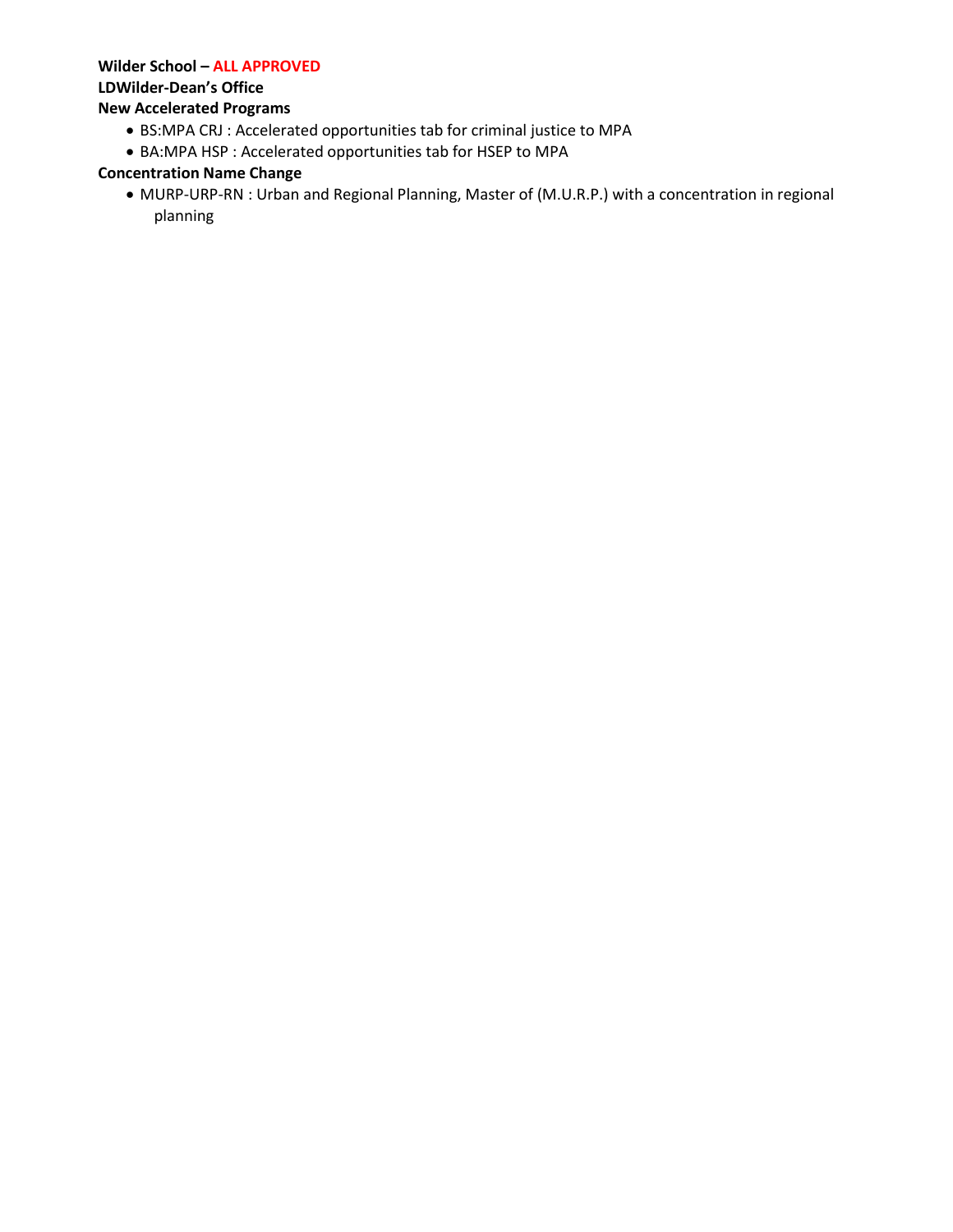**Wilder School – ALL APPROVED**

**LDWilder-Dean's Office**

**New Accelerated Programs**

- BS:MPA CRJ : Accelerated opportunities tab for criminal justice to MPA
- BA:MPA HSP : Accelerated opportunities tab for HSEP to MPA

**Concentration Name Change**

- MURP-URP-RN : Urban and Regional Planning, Master of (M.U.R.P.) with a concentration in regional planning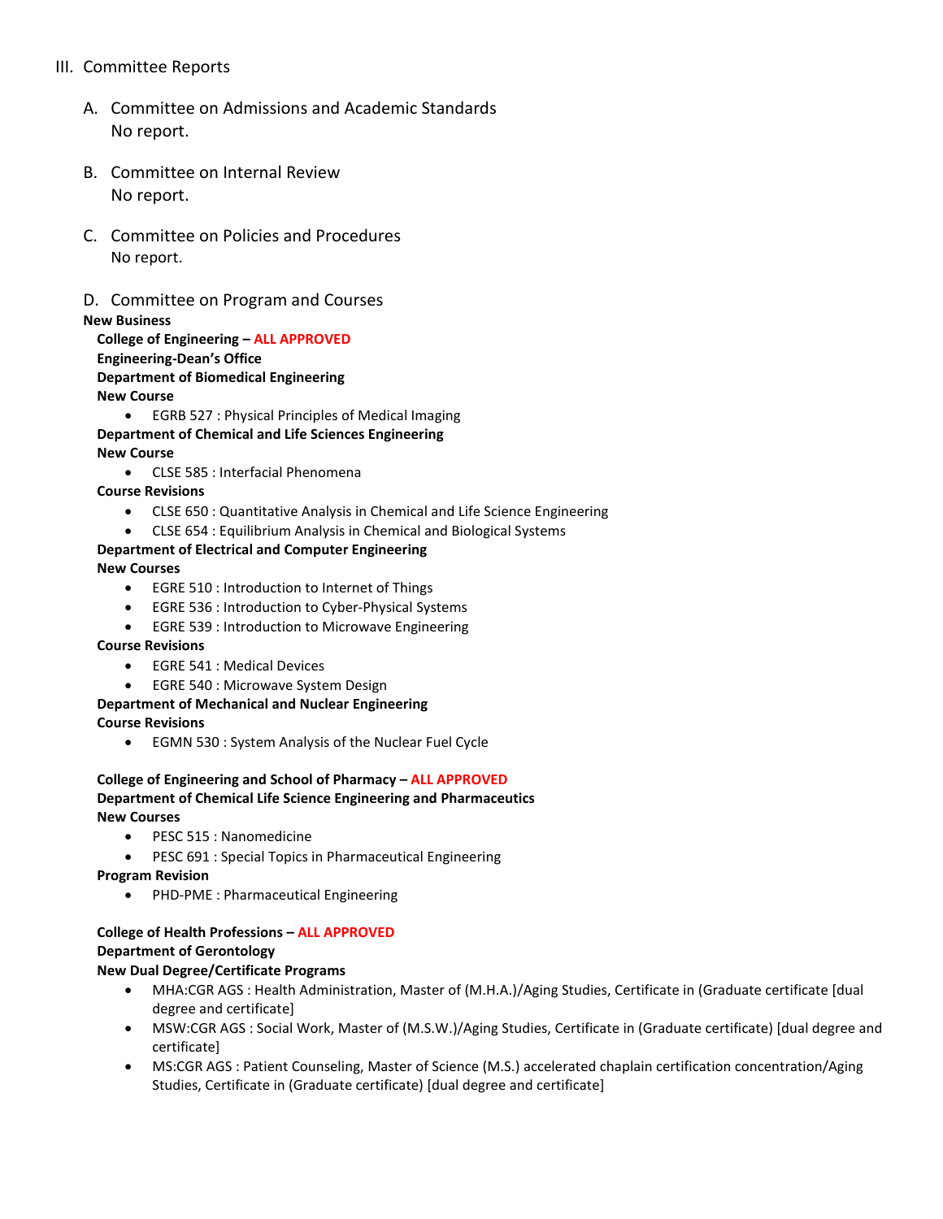III. Committee Reports

A. Committee on Admissions and Academic Standards
No report.

B. Committee on Internal Review
No report.

C. Committee on Policies and Procedures
No report.

D. Committee on Program and Courses

**New Business**

**College of Engineering – ALL APPROVED**

**Engineering-Dean's Office**

**Department of Biomedical Engineering**

**New Course**

- EGRB 527 : Physical Principles of Medical Imaging

**Department of Chemical and Life Sciences Engineering**

**New Course**

- CLSE 585 : Interfacial Phenomena

**Course Revisions**

- CLSE 650 : Quantitative Analysis in Chemical and Life Science Engineering
- CLSE 654 : Equilibrium Analysis in Chemical and Biological Systems

**Department of Electrical and Computer Engineering**

**New Courses**

- EGRE 510 : Introduction to Internet of Things
- EGRE 536 : Introduction to Cyber-Physical Systems
- EGRE 539 : Introduction to Microwave Engineering

**Course Revisions**

- EGRE 541 : Medical Devices
- EGRE 540 : Microwave System Design

**Department of Mechanical and Nuclear Engineering**

**Course Revisions**

- EGMN 530 : System Analysis of the Nuclear Fuel Cycle

**College of Engineering and School of Pharmacy – ALL APPROVED**

**Department of Chemical Life Science Engineering and Pharmaceutics**

**New Courses**

- PESC 515 : Nanomedicine
- PESC 691 : Special Topics in Pharmaceutical Engineering

**Program Revision**

- PHD-PME : Pharmaceutical Engineering

**College of Health Professions – ALL APPROVED**

**Department of Gerontology**

**New Dual Degree/Certificate Programs**

- MHA:CGR AGS : Health Administration, Master of (M.H.A.)/Aging Studies, Certificate in (Graduate certificate [dual degree and certificate]
- MSW:CGR AGS : Social Work, Master of (M.S.W.)/Aging Studies, Certificate in (Graduate certificate) [dual degree and certificate]
- MS:CGR AGS : Patient Counseling, Master of Science (M.S.) accelerated chaplain certification concentration/Aging Studies, Certificate in (Graduate certificate) [dual degree and certificate]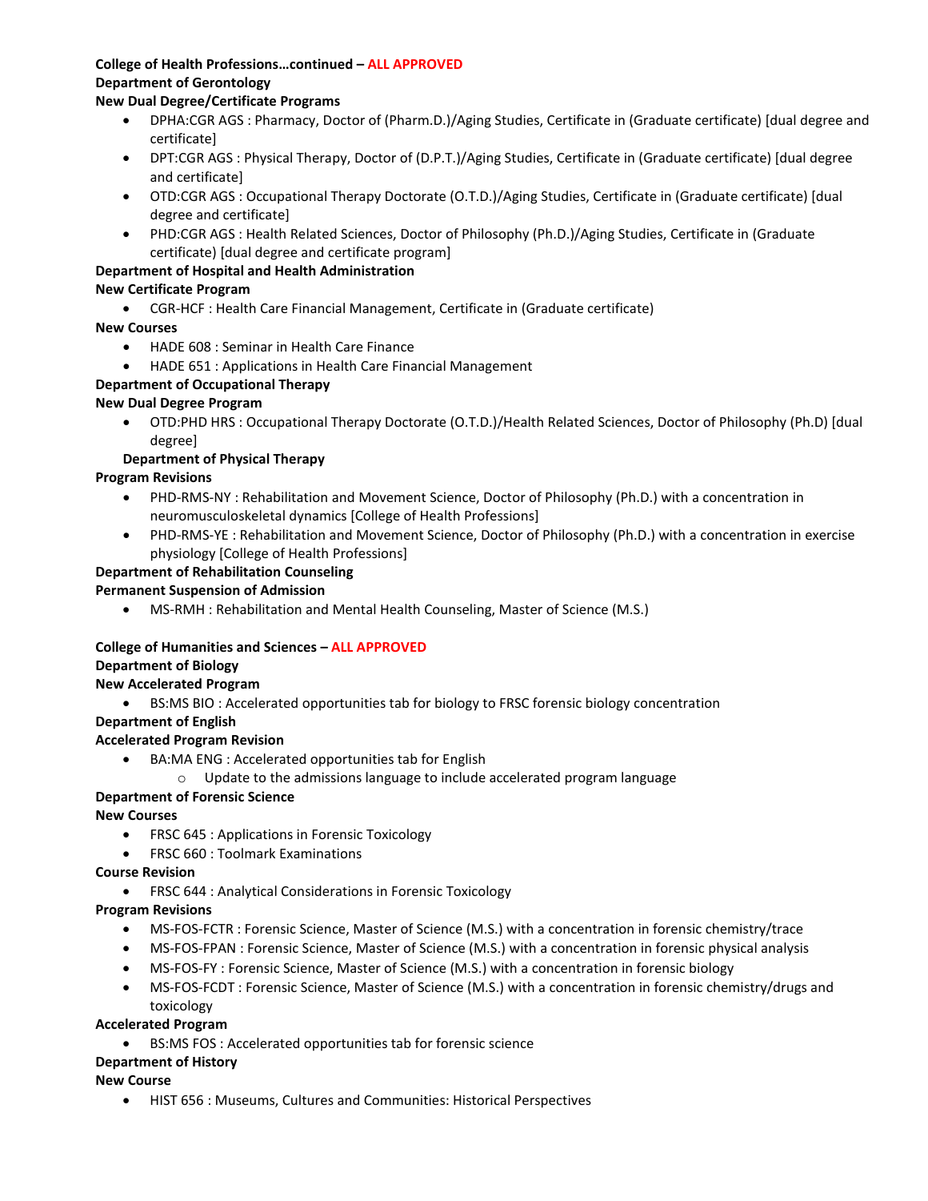**College of Health Professions…continued – ALL APPROVED**

**Department of Gerontology**

**New Dual Degree/Certificate Programs**

- DPHA:CGR AGS : Pharmacy, Doctor of (Pharm.D.)/Aging Studies, Certificate in (Graduate certificate) [dual degree and certificate]
- DPT:CGR AGS : Physical Therapy, Doctor of (D.P.T.)/Aging Studies, Certificate in (Graduate certificate) [dual degree and certificate]
- OTD:CGR AGS : Occupational Therapy Doctorate (O.T.D.)/Aging Studies, Certificate in (Graduate certificate) [dual degree and certificate]
- PHD:CGR AGS : Health Related Sciences, Doctor of Philosophy (Ph.D.)/Aging Studies, Certificate in (Graduate certificate) [dual degree and certificate program]

**Department of Hospital and Health Administration**

**New Certificate Program**

- CGR-HCF : Health Care Financial Management, Certificate in (Graduate certificate)

**New Courses**

- HADE 608 : Seminar in Health Care Finance
- HADE 651 : Applications in Health Care Financial Management

**Department of Occupational Therapy**

**New Dual Degree Program**

- OTD:PHD HRS : Occupational Therapy Doctorate (O.T.D.)/Health Related Sciences, Doctor of Philosophy (Ph.D) [dual degree]

**Department of Physical Therapy**

**Program Revisions**

- PHD-RMS-NY : Rehabilitation and Movement Science, Doctor of Philosophy (Ph.D.) with a concentration in neuromusculoskeletal dynamics [College of Health Professions]
- PHD-RMS-YE : Rehabilitation and Movement Science, Doctor of Philosophy (Ph.D.) with a concentration in exercise physiology [College of Health Professions]

**Department of Rehabilitation Counseling**

**Permanent Suspension of Admission**

- MS-RMH : Rehabilitation and Mental Health Counseling, Master of Science (M.S.)

**College of Humanities and Sciences – ALL APPROVED**

**Department of Biology**

**New Accelerated Program**

- BS:MS BIO : Accelerated opportunities tab for biology to FRSC forensic biology concentration

**Department of English**

**Accelerated Program Revision**

- BA:MA ENG : Accelerated opportunities tab for English
  - Update to the admissions language to include accelerated program language

**Department of Forensic Science**

**New Courses**

- FRSC 645 : Applications in Forensic Toxicology
- FRSC 660 : Toolmark Examinations

**Course Revision**

- FRSC 644 : Analytical Considerations in Forensic Toxicology

**Program Revisions**

- MS-FOS-FCTR : Forensic Science, Master of Science (M.S.) with a concentration in forensic chemistry/trace
- MS-FOS-FPAN : Forensic Science, Master of Science (M.S.) with a concentration in forensic physical analysis
- MS-FOS-FY : Forensic Science, Master of Science (M.S.) with a concentration in forensic biology
- MS-FOS-FCDT : Forensic Science, Master of Science (M.S.) with a concentration in forensic chemistry/drugs and toxicology

**Accelerated Program**

- BS:MS FOS : Accelerated opportunities tab for forensic science

**Department of History**

**New Course**

- HIST 656 : Museums, Cultures and Communities: Historical Perspectives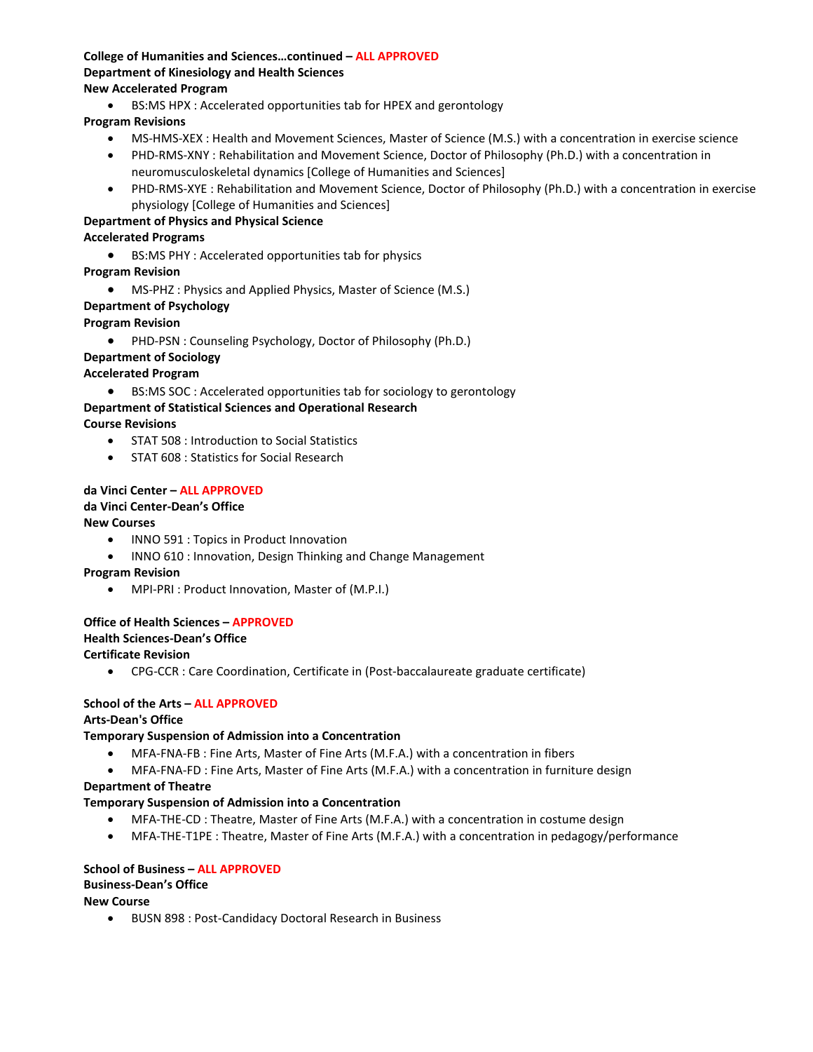**College of Humanities and Sciences…continued – ALL APPROVED**

**Department of Kinesiology and Health Sciences**

**New Accelerated Program**

- BS:MS HPX : Accelerated opportunities tab for HPEX and gerontology

**Program Revisions**

- MS-HMS-XEX : Health and Movement Sciences, Master of Science (M.S.) with a concentration in exercise science
- PHD-RMS-XNY : Rehabilitation and Movement Science, Doctor of Philosophy (Ph.D.) with a concentration in neuromusculoskeletal dynamics [College of Humanities and Sciences]
- PHD-RMS-XYE : Rehabilitation and Movement Science, Doctor of Philosophy (Ph.D.) with a concentration in exercise physiology [College of Humanities and Sciences]

**Department of Physics and Physical Science**

**Accelerated Programs**

- BS:MS PHY : Accelerated opportunities tab for physics

**Program Revision**

- MS-PHZ : Physics and Applied Physics, Master of Science (M.S.)

**Department of Psychology**

**Program Revision**

- PHD-PSN : Counseling Psychology, Doctor of Philosophy (Ph.D.)

**Department of Sociology**

**Accelerated Program**

- BS:MS SOC : Accelerated opportunities tab for sociology to gerontology

**Department of Statistical Sciences and Operational Research**

**Course Revisions**

- STAT 508 : Introduction to Social Statistics
- STAT 608 : Statistics for Social Research

**da Vinci Center – ALL APPROVED**

**da Vinci Center-Dean's Office**

**New Courses**

- INNO 591 : Topics in Product Innovation
- INNO 610 : Innovation, Design Thinking and Change Management

**Program Revision**

- MPI-PRI : Product Innovation, Master of (M.P.I.)

**Office of Health Sciences – APPROVED**

**Health Sciences-Dean's Office**

**Certificate Revision**

- CPG-CCR : Care Coordination, Certificate in (Post-baccalaureate graduate certificate)

**School of the Arts – ALL APPROVED**

**Arts-Dean's Office**

**Temporary Suspension of Admission into a Concentration**

- MFA-FNA-FB : Fine Arts, Master of Fine Arts (M.F.A.) with a concentration in fibers
- MFA-FNA-FD : Fine Arts, Master of Fine Arts (M.F.A.) with a concentration in furniture design

**Department of Theatre**

**Temporary Suspension of Admission into a Concentration**

- MFA-THE-CD : Theatre, Master of Fine Arts (M.F.A.) with a concentration in costume design
- MFA-THE-T1PE : Theatre, Master of Fine Arts (M.F.A.) with a concentration in pedagogy/performance

**School of Business – ALL APPROVED**

**Business-Dean's Office**

**New Course**

- BUSN 898 : Post-Candidacy Doctoral Research in Business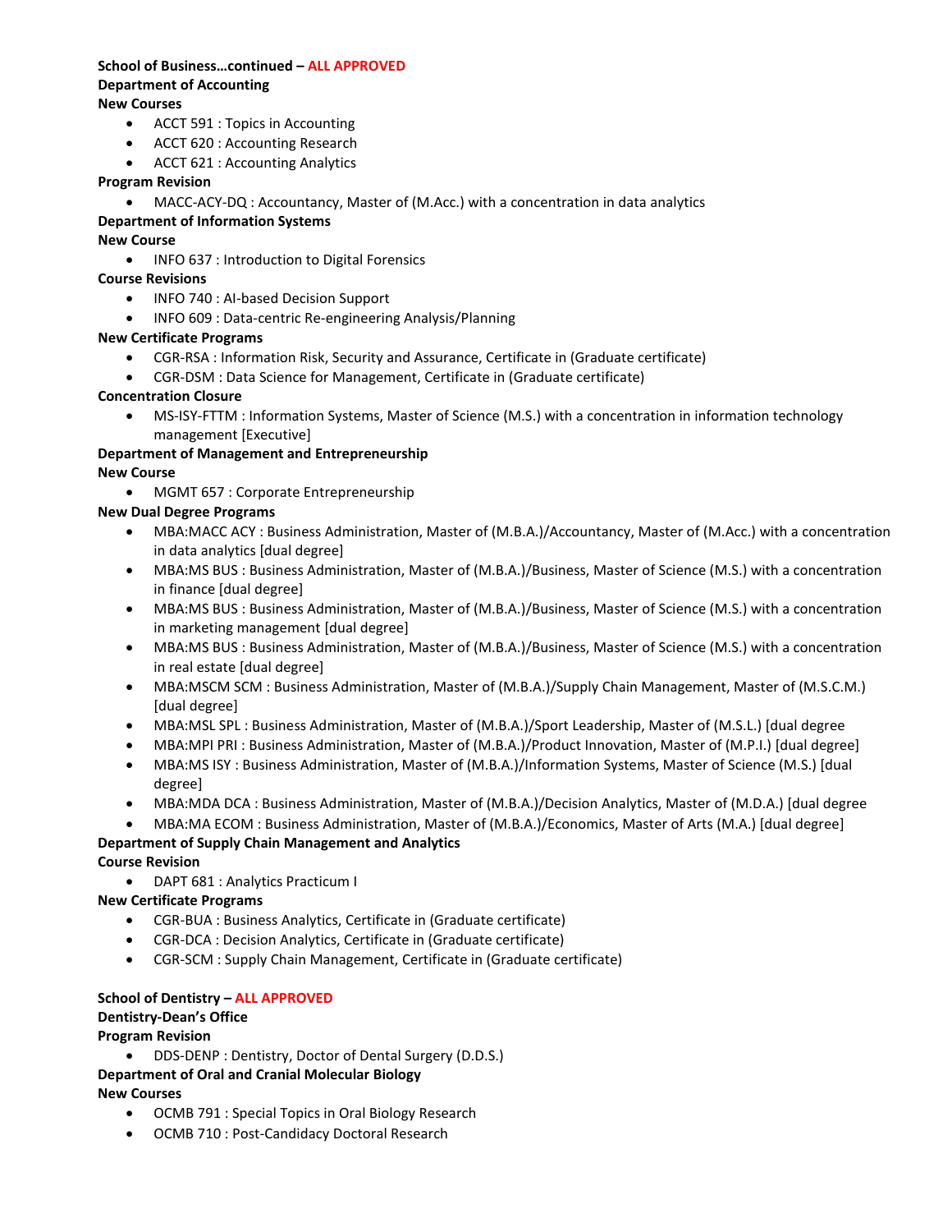**School of Business…continued – ALL APPROVED**

**Department of Accounting**

**New Courses**

- ACCT 591 : Topics in Accounting
- ACCT 620 : Accounting Research
- ACCT 621 : Accounting Analytics

**Program Revision**

- MACC-ACY-DQ : Accountancy, Master of (M.Acc.) with a concentration in data analytics

**Department of Information Systems**

**New Course**

- INFO 637 : Introduction to Digital Forensics

**Course Revisions**

- INFO 740 : AI-based Decision Support
- INFO 609 : Data-centric Re-engineering Analysis/Planning

**New Certificate Programs**

- CGR-RSA : Information Risk, Security and Assurance, Certificate in (Graduate certificate)
- CGR-DSM : Data Science for Management, Certificate in (Graduate certificate)

**Concentration Closure**

- MS-ISY-FTTM : Information Systems, Master of Science (M.S.) with a concentration in information technology management [Executive]

**Department of Management and Entrepreneurship**

**New Course**

- MGMT 657 : Corporate Entrepreneurship

**New Dual Degree Programs**

- MBA:MACC ACY : Business Administration, Master of (M.B.A.)/Accountancy, Master of (M.Acc.) with a concentration in data analytics [dual degree]
- MBA:MS BUS : Business Administration, Master of (M.B.A.)/Business, Master of Science (M.S.) with a concentration in finance [dual degree]
- MBA:MS BUS : Business Administration, Master of (M.B.A.)/Business, Master of Science (M.S.) with a concentration in marketing management [dual degree]
- MBA:MS BUS : Business Administration, Master of (M.B.A.)/Business, Master of Science (M.S.) with a concentration in real estate [dual degree]
- MBA:MSCM SCM : Business Administration, Master of (M.B.A.)/Supply Chain Management, Master of (M.S.C.M.) [dual degree]
- MBA:MSL SPL : Business Administration, Master of (M.B.A.)/Sport Leadership, Master of (M.S.L.) [dual degree
- MBA:MPI PRI : Business Administration, Master of (M.B.A.)/Product Innovation, Master of (M.P.I.) [dual degree]
- MBA:MS ISY : Business Administration, Master of (M.B.A.)/Information Systems, Master of Science (M.S.) [dual degree]
- MBA:MDA DCA : Business Administration, Master of (M.B.A.)/Decision Analytics, Master of (M.D.A.) [dual degree
- MBA:MA ECOM : Business Administration, Master of (M.B.A.)/Economics, Master of Arts (M.A.) [dual degree]

**Department of Supply Chain Management and Analytics**

**Course Revision**

- DAPT 681 : Analytics Practicum I

**New Certificate Programs**

- CGR-BUA : Business Analytics, Certificate in (Graduate certificate)
- CGR-DCA : Decision Analytics, Certificate in (Graduate certificate)
- CGR-SCM : Supply Chain Management, Certificate in (Graduate certificate)

**School of Dentistry – ALL APPROVED**

**Dentistry-Dean's Office**

**Program Revision**

- DDS-DENP : Dentistry, Doctor of Dental Surgery (D.D.S.)

**Department of Oral and Cranial Molecular Biology**

**New Courses**

- OCMB 791 : Special Topics in Oral Biology Research
- OCMB 710 : Post-Candidacy Doctoral Research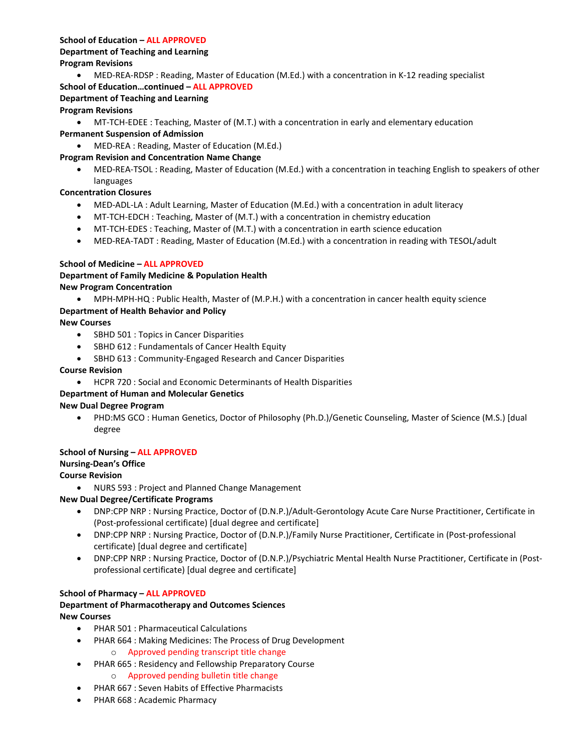**School of Education – ALL APPROVED**

**Department of Teaching and Learning**

**Program Revisions**

- MED-REA-RDSP : Reading, Master of Education (M.Ed.) with a concentration in K-12 reading specialist

**School of Education…continued – ALL APPROVED**

**Department of Teaching and Learning**

**Program Revisions**

- MT-TCH-EDEE : Teaching, Master of (M.T.) with a concentration in early and elementary education

**Permanent Suspension of Admission**

- MED-REA : Reading, Master of Education (M.Ed.)

**Program Revision and Concentration Name Change**

- MED-REA-TSOL : Reading, Master of Education (M.Ed.) with a concentration in teaching English to speakers of other languages

**Concentration Closures**

- MED-ADL-LA : Adult Learning, Master of Education (M.Ed.) with a concentration in adult literacy
- MT-TCH-EDCH : Teaching, Master of (M.T.) with a concentration in chemistry education
- MT-TCH-EDES : Teaching, Master of (M.T.) with a concentration in earth science education
- MED-REA-TADT : Reading, Master of Education (M.Ed.) with a concentration in reading with TESOL/adult

**School of Medicine – ALL APPROVED**

**Department of Family Medicine & Population Health**

**New Program Concentration**

- MPH-MPH-HQ : Public Health, Master of (M.P.H.) with a concentration in cancer health equity science

**Department of Health Behavior and Policy**

**New Courses**

- SBHD 501 : Topics in Cancer Disparities
- SBHD 612 : Fundamentals of Cancer Health Equity
- SBHD 613 : Community-Engaged Research and Cancer Disparities

**Course Revision**

- HCPR 720 : Social and Economic Determinants of Health Disparities

**Department of Human and Molecular Genetics**

**New Dual Degree Program**

- PHD:MS GCO : Human Genetics, Doctor of Philosophy (Ph.D.)/Genetic Counseling, Master of Science (M.S.) [dual degree

**School of Nursing – ALL APPROVED**

**Nursing-Dean's Office**

**Course Revision**

- NURS 593 : Project and Planned Change Management

**New Dual Degree/Certificate Programs**

- DNP:CPP NRP : Nursing Practice, Doctor of (D.N.P.)/Adult-Gerontology Acute Care Nurse Practitioner, Certificate in (Post-professional certificate) [dual degree and certificate]
- DNP:CPP NRP : Nursing Practice, Doctor of (D.N.P.)/Family Nurse Practitioner, Certificate in (Post-professional certificate) [dual degree and certificate]
- DNP:CPP NRP : Nursing Practice, Doctor of (D.N.P.)/Psychiatric Mental Health Nurse Practitioner, Certificate in (Post-professional certificate) [dual degree and certificate]

**School of Pharmacy – ALL APPROVED**

**Department of Pharmacotherapy and Outcomes Sciences**

**New Courses**

- PHAR 501 : Pharmaceutical Calculations
- PHAR 664 : Making Medicines: The Process of Drug Development
  - Approved pending transcript title change
- PHAR 665 : Residency and Fellowship Preparatory Course
  - Approved pending bulletin title change
- PHAR 667 : Seven Habits of Effective Pharmacists
- PHAR 668 : Academic Pharmacy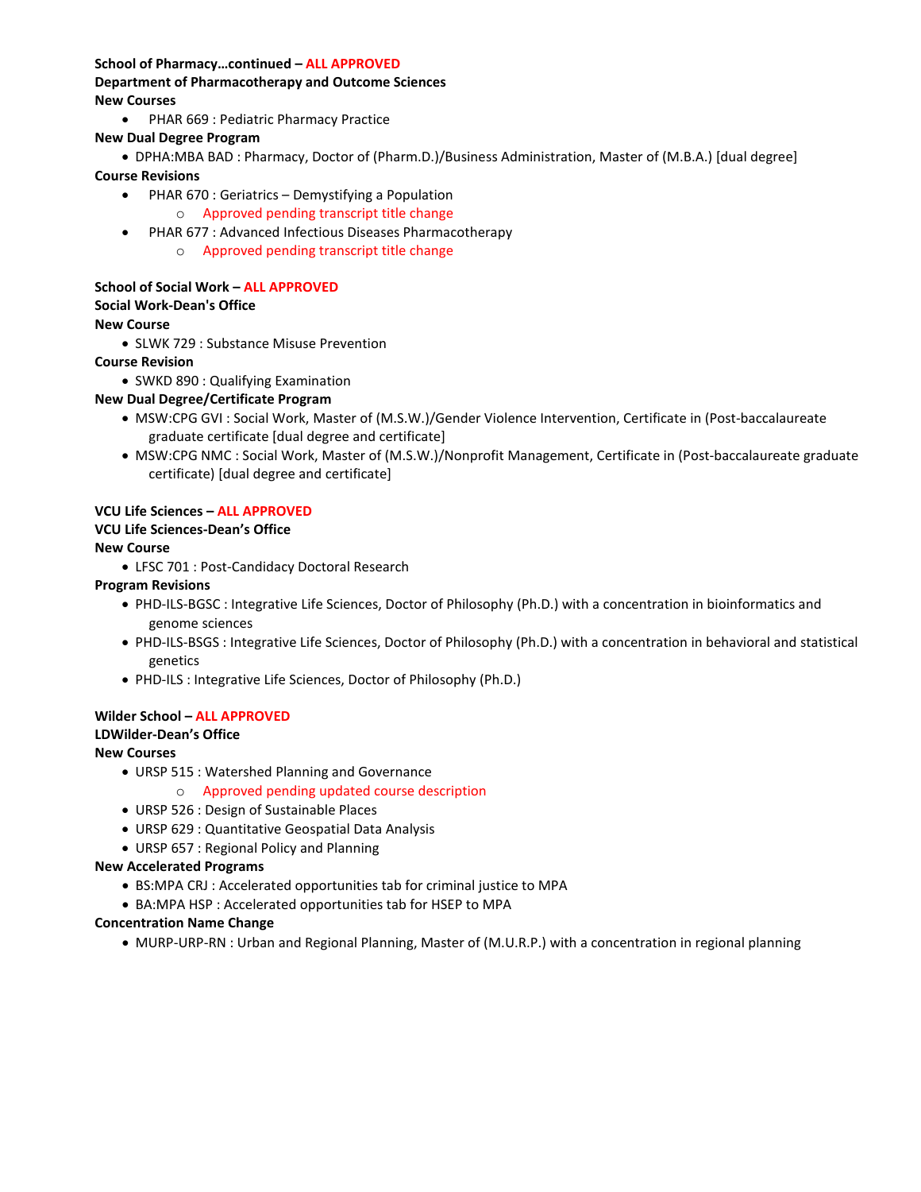**School of Pharmacy…continued – ALL APPROVED**

**Department of Pharmacotherapy and Outcome Sciences**

**New Courses**

- PHAR 669 : Pediatric Pharmacy Practice

**New Dual Degree Program**

- DPHA:MBA BAD : Pharmacy, Doctor of (Pharm.D.)/Business Administration, Master of (M.B.A.) [dual degree]

**Course Revisions**

- PHAR 670 : Geriatrics – Demystifying a Population
  - Approved pending transcript title change
- PHAR 677 : Advanced Infectious Diseases Pharmacotherapy
  - Approved pending transcript title change

**School of Social Work – ALL APPROVED**

**Social Work-Dean's Office**

**New Course**

- SLWK 729 : Substance Misuse Prevention

**Course Revision**

- SWKD 890 : Qualifying Examination

**New Dual Degree/Certificate Program**

- MSW:CPG GVI : Social Work, Master of (M.S.W.)/Gender Violence Intervention, Certificate in (Post-baccalaureate graduate certificate [dual degree and certificate]
- MSW:CPG NMC : Social Work, Master of (M.S.W.)/Nonprofit Management, Certificate in (Post-baccalaureate graduate certificate) [dual degree and certificate]

**VCU Life Sciences – ALL APPROVED**

**VCU Life Sciences-Dean's Office**

**New Course**

- LFSC 701 : Post-Candidacy Doctoral Research

**Program Revisions**

- PHD-ILS-BGSC : Integrative Life Sciences, Doctor of Philosophy (Ph.D.) with a concentration in bioinformatics and genome sciences
- PHD-ILS-BSGS : Integrative Life Sciences, Doctor of Philosophy (Ph.D.) with a concentration in behavioral and statistical genetics
- PHD-ILS : Integrative Life Sciences, Doctor of Philosophy (Ph.D.)

**Wilder School – ALL APPROVED**

**LDWilder-Dean's Office**

**New Courses**

- URSP 515 : Watershed Planning and Governance
  - Approved pending updated course description
- URSP 526 : Design of Sustainable Places
- URSP 629 : Quantitative Geospatial Data Analysis
- URSP 657 : Regional Policy and Planning

**New Accelerated Programs**

- BS:MPA CRJ : Accelerated opportunities tab for criminal justice to MPA
- BA:MPA HSP : Accelerated opportunities tab for HSEP to MPA

**Concentration Name Change**

- MURP-URP-RN : Urban and Regional Planning, Master of (M.U.R.P.) with a concentration in regional planning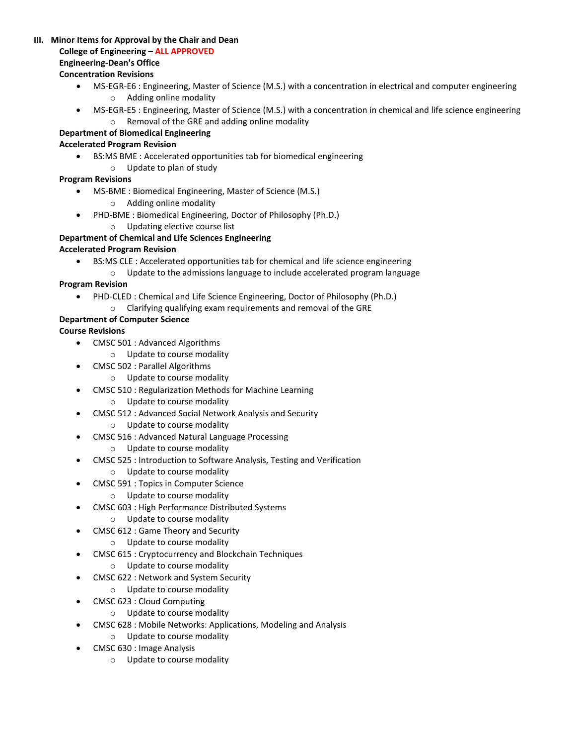## III. Minor Items for Approval by the Chair and Dean

**College of Engineering – ALL APPROVED**

**Engineering-Dean's Office**

**Concentration Revisions**

- MS-EGR-E6 : Engineering, Master of Science (M.S.) with a concentration in electrical and computer engineering
  - Adding online modality
- MS-EGR-E5 : Engineering, Master of Science (M.S.) with a concentration in chemical and life science engineering
  - Removal of the GRE and adding online modality

**Department of Biomedical Engineering**

**Accelerated Program Revision**

- BS:MS BME : Accelerated opportunities tab for biomedical engineering
  - Update to plan of study

**Program Revisions**

- MS-BME : Biomedical Engineering, Master of Science (M.S.)
  - Adding online modality
- PHD-BME : Biomedical Engineering, Doctor of Philosophy (Ph.D.)
  - Updating elective course list

**Department of Chemical and Life Sciences Engineering**

**Accelerated Program Revision**

- BS:MS CLE : Accelerated opportunities tab for chemical and life science engineering
  - Update to the admissions language to include accelerated program language

**Program Revision**

- PHD-CLED : Chemical and Life Science Engineering, Doctor of Philosophy (Ph.D.)
  - Clarifying qualifying exam requirements and removal of the GRE

**Department of Computer Science**

**Course Revisions**

- CMSC 501 : Advanced Algorithms
  - Update to course modality
- CMSC 502 : Parallel Algorithms
  - Update to course modality
- CMSC 510 : Regularization Methods for Machine Learning
  - Update to course modality
- CMSC 512 : Advanced Social Network Analysis and Security
  - Update to course modality
- CMSC 516 : Advanced Natural Language Processing
  - Update to course modality
- CMSC 525 : Introduction to Software Analysis, Testing and Verification
  - Update to course modality
- CMSC 591 : Topics in Computer Science
  - Update to course modality
- CMSC 603 : High Performance Distributed Systems
  - Update to course modality
- CMSC 612 : Game Theory and Security
  - Update to course modality
- CMSC 615 : Cryptocurrency and Blockchain Techniques
  - Update to course modality
- CMSC 622 : Network and System Security
  - Update to course modality
- CMSC 623 : Cloud Computing
  - Update to course modality
- CMSC 628 : Mobile Networks: Applications, Modeling and Analysis
  - Update to course modality
- CMSC 630 : Image Analysis
  - Update to course modality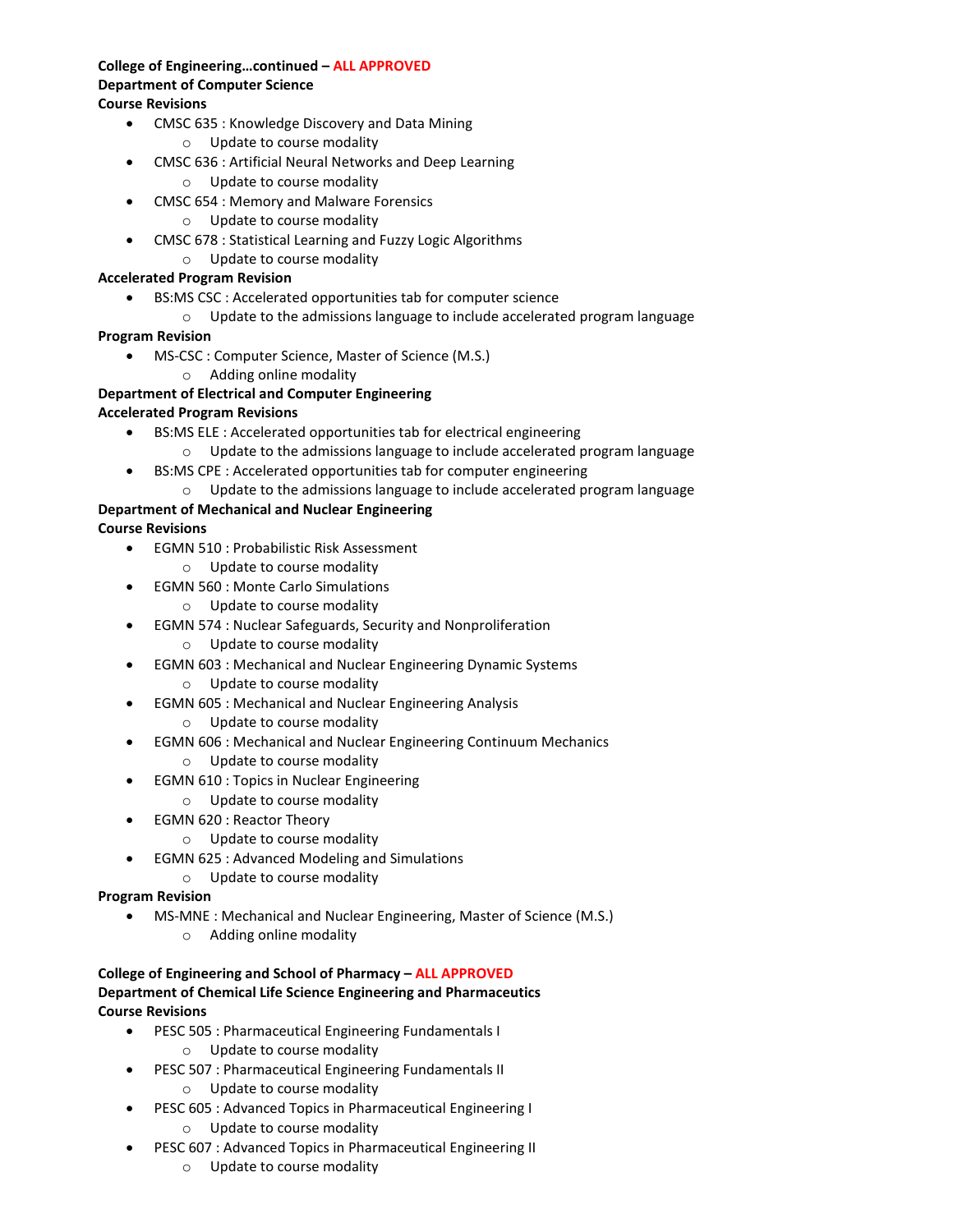**College of Engineering…continued – ALL APPROVED**

**Department of Computer Science**

**Course Revisions**

- CMSC 635 : Knowledge Discovery and Data Mining
  - Update to course modality
- CMSC 636 : Artificial Neural Networks and Deep Learning
  - Update to course modality
- CMSC 654 : Memory and Malware Forensics
  - Update to course modality
- CMSC 678 : Statistical Learning and Fuzzy Logic Algorithms
  - Update to course modality

**Accelerated Program Revision**

- BS:MS CSC : Accelerated opportunities tab for computer science
  - Update to the admissions language to include accelerated program language

**Program Revision**

- MS-CSC : Computer Science, Master of Science (M.S.)
  - Adding online modality

**Department of Electrical and Computer Engineering**

**Accelerated Program Revisions**

- BS:MS ELE : Accelerated opportunities tab for electrical engineering
  - Update to the admissions language to include accelerated program language
- BS:MS CPE : Accelerated opportunities tab for computer engineering
  - Update to the admissions language to include accelerated program language

**Department of Mechanical and Nuclear Engineering**

**Course Revisions**

- EGMN 510 : Probabilistic Risk Assessment
  - Update to course modality
- EGMN 560 : Monte Carlo Simulations
  - Update to course modality
- EGMN 574 : Nuclear Safeguards, Security and Nonproliferation
  - Update to course modality
- EGMN 603 : Mechanical and Nuclear Engineering Dynamic Systems
  - Update to course modality
- EGMN 605 : Mechanical and Nuclear Engineering Analysis
  - Update to course modality
- EGMN 606 : Mechanical and Nuclear Engineering Continuum Mechanics
  - Update to course modality
- EGMN 610 : Topics in Nuclear Engineering
  - Update to course modality
- EGMN 620 : Reactor Theory
  - Update to course modality
- EGMN 625 : Advanced Modeling and Simulations
  - Update to course modality

**Program Revision**

- MS-MNE : Mechanical and Nuclear Engineering, Master of Science (M.S.)
  - Adding online modality

**College of Engineering and School of Pharmacy – ALL APPROVED**

**Department of Chemical Life Science Engineering and Pharmaceutics**

**Course Revisions**

- PESC 505 : Pharmaceutical Engineering Fundamentals I
  - Update to course modality
- PESC 507 : Pharmaceutical Engineering Fundamentals II
  - Update to course modality
- PESC 605 : Advanced Topics in Pharmaceutical Engineering I
  - Update to course modality
- PESC 607 : Advanced Topics in Pharmaceutical Engineering II
  - Update to course modality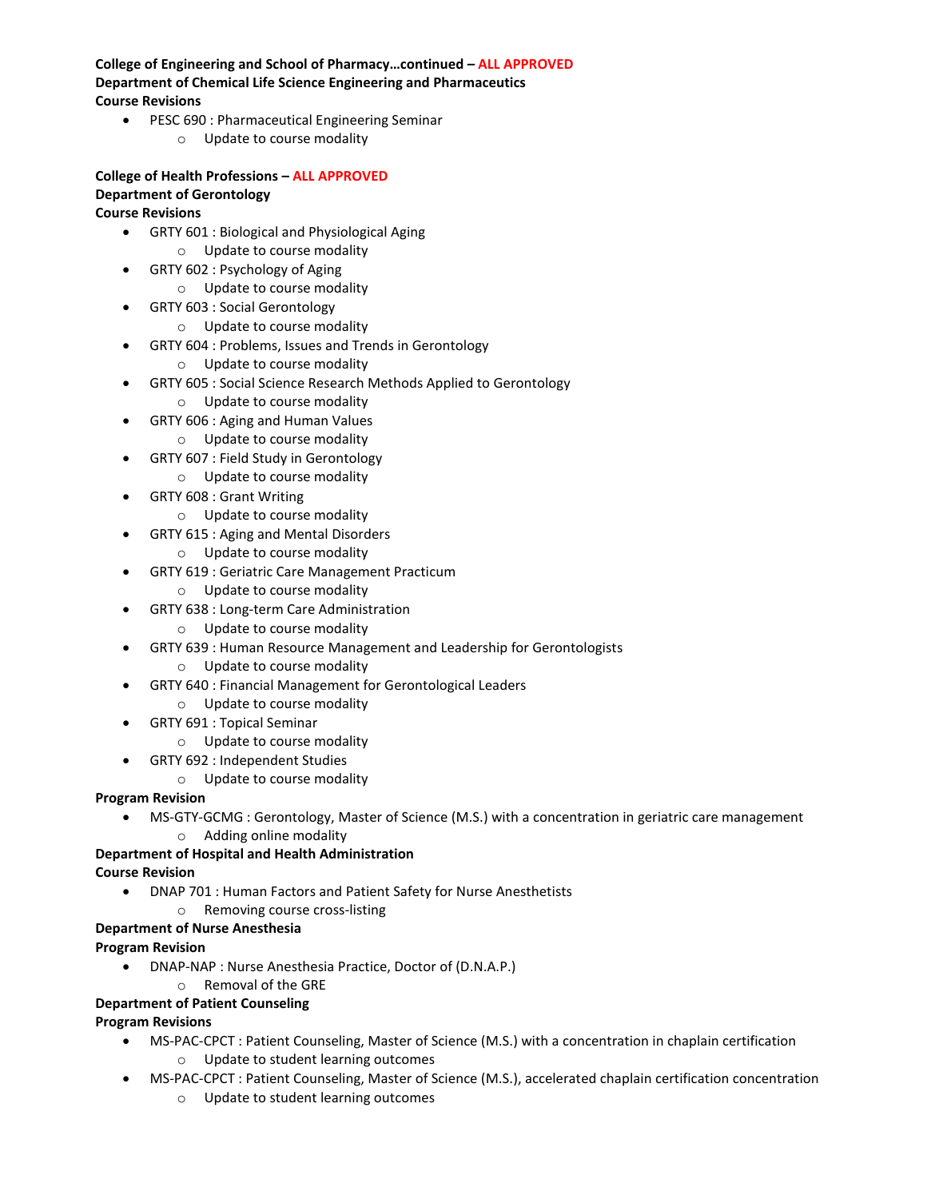**College of Engineering and School of Pharmacy…continued – ALL APPROVED**

**Department of Chemical Life Science Engineering and Pharmaceutics**

**Course Revisions**

- PESC 690 : Pharmaceutical Engineering Seminar
  - Update to course modality

**College of Health Professions – ALL APPROVED**

**Department of Gerontology**

**Course Revisions**

- GRTY 601 : Biological and Physiological Aging
  - Update to course modality
- GRTY 602 : Psychology of Aging
  - Update to course modality
- GRTY 603 : Social Gerontology
  - Update to course modality
- GRTY 604 : Problems, Issues and Trends in Gerontology
  - Update to course modality
- GRTY 605 : Social Science Research Methods Applied to Gerontology
  - Update to course modality
- GRTY 606 : Aging and Human Values
  - Update to course modality
- GRTY 607 : Field Study in Gerontology
  - Update to course modality
- GRTY 608 : Grant Writing
  - Update to course modality
- GRTY 615 : Aging and Mental Disorders
  - Update to course modality
- GRTY 619 : Geriatric Care Management Practicum
  - Update to course modality
- GRTY 638 : Long-term Care Administration
  - Update to course modality
- GRTY 639 : Human Resource Management and Leadership for Gerontologists
  - Update to course modality
- GRTY 640 : Financial Management for Gerontological Leaders
  - Update to course modality
- GRTY 691 : Topical Seminar
  - Update to course modality
- GRTY 692 : Independent Studies
  - Update to course modality

**Program Revision**

- MS-GTY-GCMG : Gerontology, Master of Science (M.S.) with a concentration in geriatric care management
  - Adding online modality

**Department of Hospital and Health Administration**

**Course Revision**

- DNAP 701 : Human Factors and Patient Safety for Nurse Anesthetists
  - Removing course cross-listing

**Department of Nurse Anesthesia**

**Program Revision**

- DNAP-NAP : Nurse Anesthesia Practice, Doctor of (D.N.A.P.)
  - Removal of the GRE

**Department of Patient Counseling**

**Program Revisions**

- MS-PAC-CPCT : Patient Counseling, Master of Science (M.S.) with a concentration in chaplain certification
  - Update to student learning outcomes
- MS-PAC-CPCT : Patient Counseling, Master of Science (M.S.), accelerated chaplain certification concentration
  - Update to student learning outcomes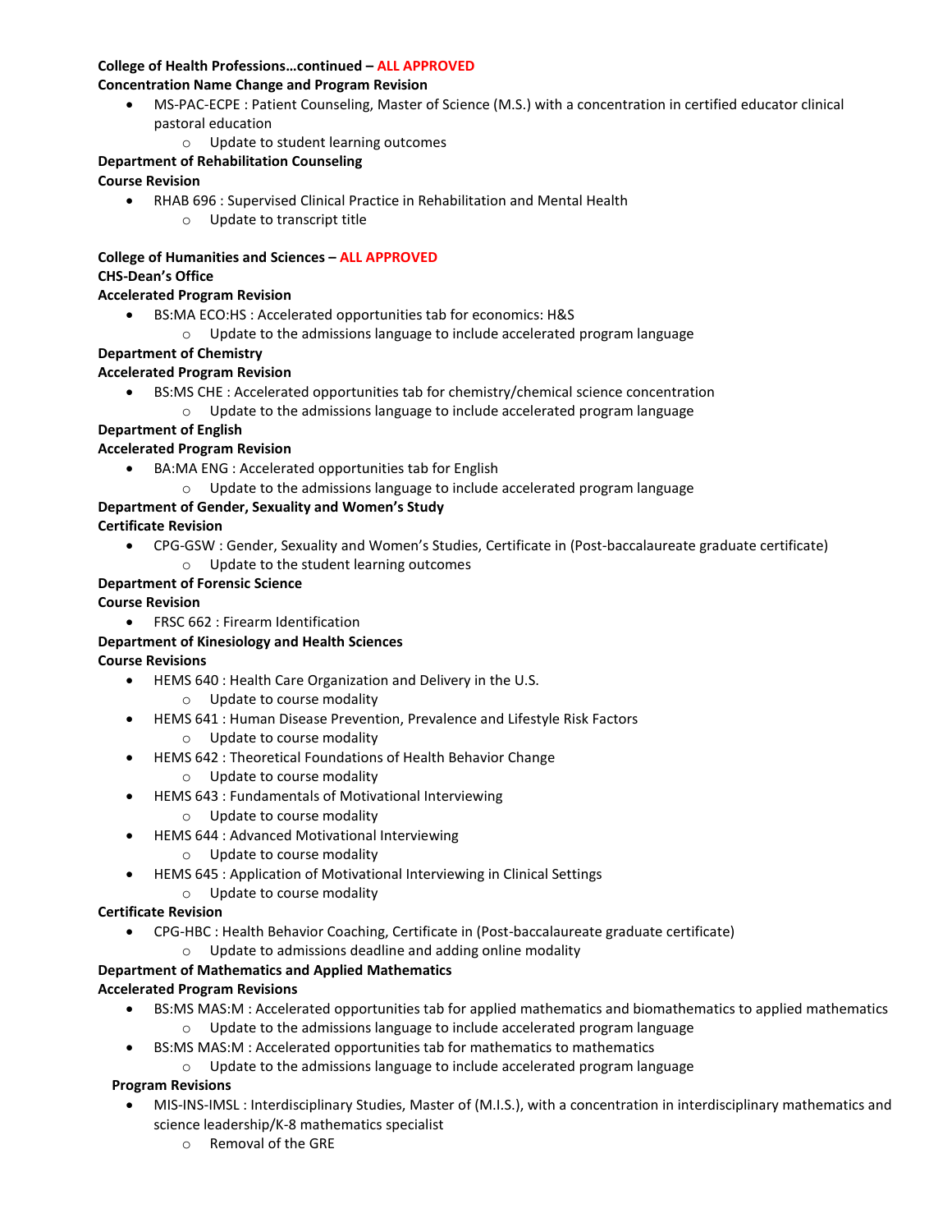**College of Health Professions…continued – ALL APPROVED**

**Concentration Name Change and Program Revision**

- MS-PAC-ECPE : Patient Counseling, Master of Science (M.S.) with a concentration in certified educator clinical pastoral education
  - Update to student learning outcomes

**Department of Rehabilitation Counseling**

**Course Revision**

- RHAB 696 : Supervised Clinical Practice in Rehabilitation and Mental Health
  - Update to transcript title

**College of Humanities and Sciences – ALL APPROVED**

**CHS-Dean's Office**

**Accelerated Program Revision**

- BS:MA ECO:HS : Accelerated opportunities tab for economics: H&S
  - Update to the admissions language to include accelerated program language

**Department of Chemistry**

**Accelerated Program Revision**

- BS:MS CHE : Accelerated opportunities tab for chemistry/chemical science concentration
  - Update to the admissions language to include accelerated program language

**Department of English**

**Accelerated Program Revision**

- BA:MA ENG : Accelerated opportunities tab for English
  - Update to the admissions language to include accelerated program language

**Department of Gender, Sexuality and Women's Study**

**Certificate Revision**

- CPG-GSW : Gender, Sexuality and Women's Studies, Certificate in (Post-baccalaureate graduate certificate)
  - Update to the student learning outcomes

**Department of Forensic Science**

**Course Revision**

- FRSC 662 : Firearm Identification

**Department of Kinesiology and Health Sciences**

**Course Revisions**

- HEMS 640 : Health Care Organization and Delivery in the U.S.
  - Update to course modality
- HEMS 641 : Human Disease Prevention, Prevalence and Lifestyle Risk Factors
  - Update to course modality
- HEMS 642 : Theoretical Foundations of Health Behavior Change
  - Update to course modality
- HEMS 643 : Fundamentals of Motivational Interviewing
  - Update to course modality
- HEMS 644 : Advanced Motivational Interviewing
  - Update to course modality
- HEMS 645 : Application of Motivational Interviewing in Clinical Settings
  - Update to course modality

**Certificate Revision**

- CPG-HBC : Health Behavior Coaching, Certificate in (Post-baccalaureate graduate certificate)
  - Update to admissions deadline and adding online modality

**Department of Mathematics and Applied Mathematics**

**Accelerated Program Revisions**

- BS:MS MAS:M : Accelerated opportunities tab for applied mathematics and biomathematics to applied mathematics
  - Update to the admissions language to include accelerated program language
- BS:MS MAS:M : Accelerated opportunities tab for mathematics to mathematics
  - Update to the admissions language to include accelerated program language

**Program Revisions**

- MIS-INS-IMSL : Interdisciplinary Studies, Master of (M.I.S.), with a concentration in interdisciplinary mathematics and science leadership/K-8 mathematics specialist
  - Removal of the GRE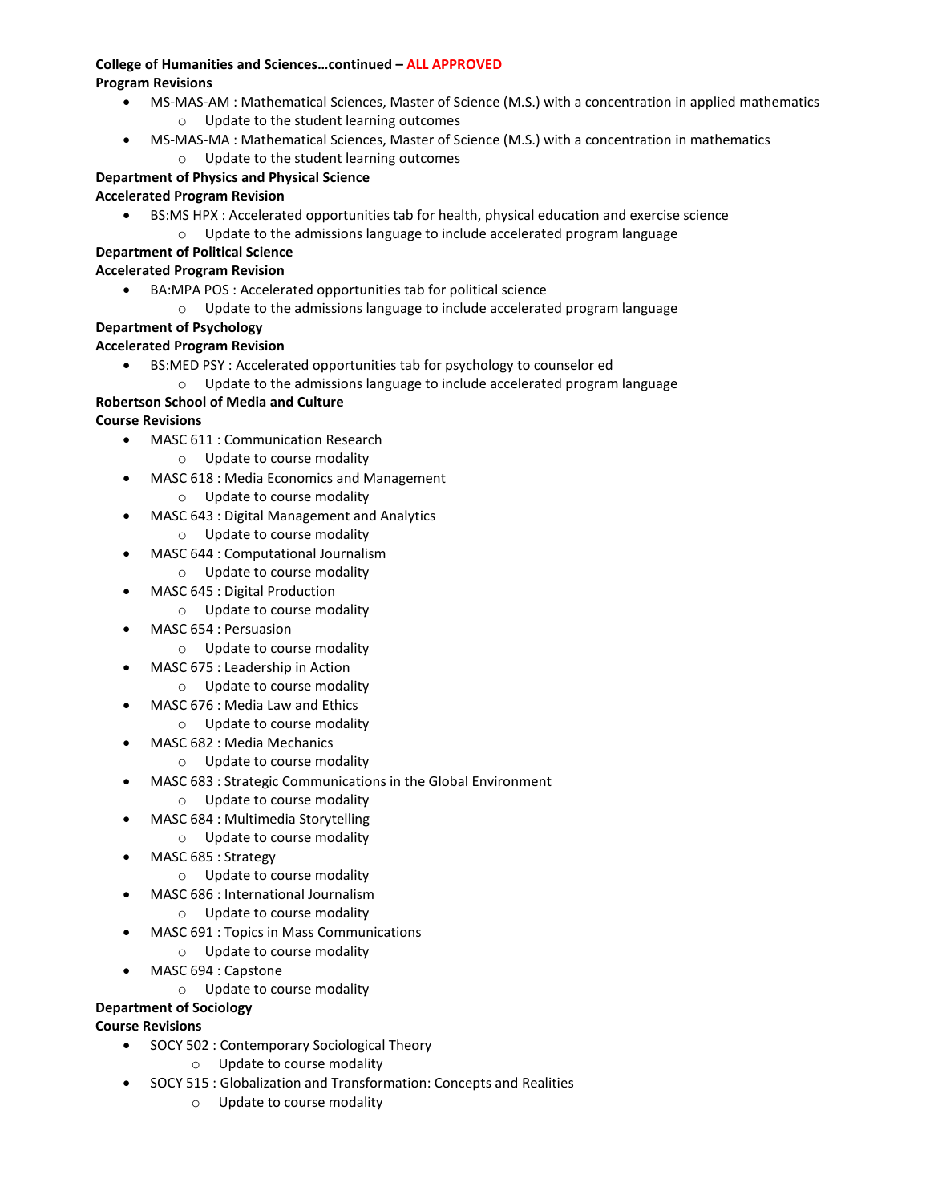**College of Humanities and Sciences…continued – ALL APPROVED**

**Program Revisions**

- MS-MAS-AM : Mathematical Sciences, Master of Science (M.S.) with a concentration in applied mathematics
    - Update to the student learning outcomes
- MS-MAS-MA : Mathematical Sciences, Master of Science (M.S.) with a concentration in mathematics
    - Update to the student learning outcomes

**Department of Physics and Physical Science**

**Accelerated Program Revision**

- BS:MS HPX : Accelerated opportunities tab for health, physical education and exercise science
    - Update to the admissions language to include accelerated program language

**Department of Political Science**

**Accelerated Program Revision**

- BA:MPA POS : Accelerated opportunities tab for political science
    - Update to the admissions language to include accelerated program language

**Department of Psychology**

**Accelerated Program Revision**

- BS:MED PSY : Accelerated opportunities tab for psychology to counselor ed
    - Update to the admissions language to include accelerated program language

**Robertson School of Media and Culture**

**Course Revisions**

- MASC 611 : Communication Research
    - Update to course modality
- MASC 618 : Media Economics and Management
    - Update to course modality
- MASC 643 : Digital Management and Analytics
    - Update to course modality
- MASC 644 : Computational Journalism
    - Update to course modality
- MASC 645 : Digital Production
    - Update to course modality
- MASC 654 : Persuasion
    - Update to course modality
- MASC 675 : Leadership in Action
    - Update to course modality
- MASC 676 : Media Law and Ethics
    - Update to course modality
- MASC 682 : Media Mechanics
    - Update to course modality
- MASC 683 : Strategic Communications in the Global Environment
    - Update to course modality
- MASC 684 : Multimedia Storytelling
    - Update to course modality
- MASC 685 : Strategy
    - Update to course modality
- MASC 686 : International Journalism
    - Update to course modality
- MASC 691 : Topics in Mass Communications
    - Update to course modality
- MASC 694 : Capstone
    - Update to course modality

**Department of Sociology**

**Course Revisions**

- SOCY 502 : Contemporary Sociological Theory
    - Update to course modality
- SOCY 515 : Globalization and Transformation: Concepts and Realities
    - Update to course modality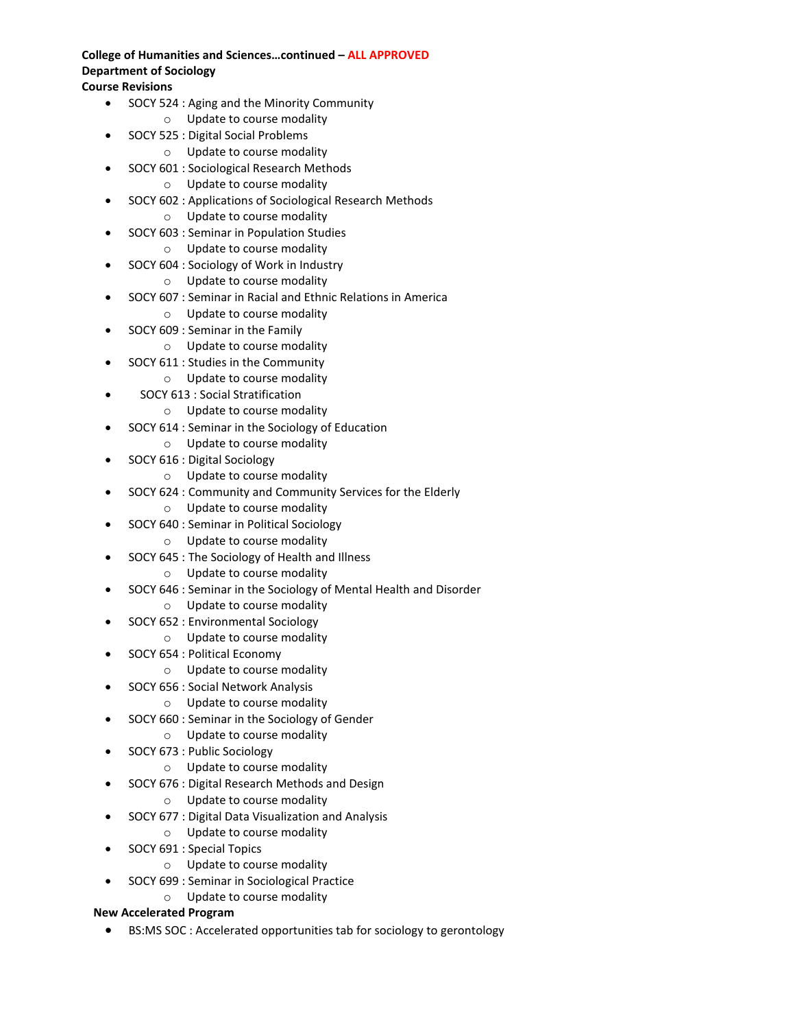**College of Humanities and Sciences…continued – ALL APPROVED**
**Department of Sociology**
**Course Revisions**

- SOCY 524 : Aging and the Minority Community
  - Update to course modality
- SOCY 525 : Digital Social Problems
  - Update to course modality
- SOCY 601 : Sociological Research Methods
  - Update to course modality
- SOCY 602 : Applications of Sociological Research Methods
  - Update to course modality
- SOCY 603 : Seminar in Population Studies
  - Update to course modality
- SOCY 604 : Sociology of Work in Industry
  - Update to course modality
- SOCY 607 : Seminar in Racial and Ethnic Relations in America
  - Update to course modality
- SOCY 609 : Seminar in the Family
  - Update to course modality
- SOCY 611 : Studies in the Community
  - Update to course modality
- SOCY 613 : Social Stratification
  - Update to course modality
- SOCY 614 : Seminar in the Sociology of Education
  - Update to course modality
- SOCY 616 : Digital Sociology
  - Update to course modality
- SOCY 624 : Community and Community Services for the Elderly
  - Update to course modality
- SOCY 640 : Seminar in Political Sociology
  - Update to course modality
- SOCY 645 : The Sociology of Health and Illness
  - Update to course modality
- SOCY 646 : Seminar in the Sociology of Mental Health and Disorder
  - Update to course modality
- SOCY 652 : Environmental Sociology
  - Update to course modality
- SOCY 654 : Political Economy
  - Update to course modality
- SOCY 656 : Social Network Analysis
  - Update to course modality
- SOCY 660 : Seminar in the Sociology of Gender
  - Update to course modality
- SOCY 673 : Public Sociology
  - Update to course modality
- SOCY 676 : Digital Research Methods and Design
  - Update to course modality
- SOCY 677 : Digital Data Visualization and Analysis
  - Update to course modality
- SOCY 691 : Special Topics
  - Update to course modality
- SOCY 699 : Seminar in Sociological Practice
  - Update to course modality

**New Accelerated Program**

- BS:MS SOC : Accelerated opportunities tab for sociology to gerontology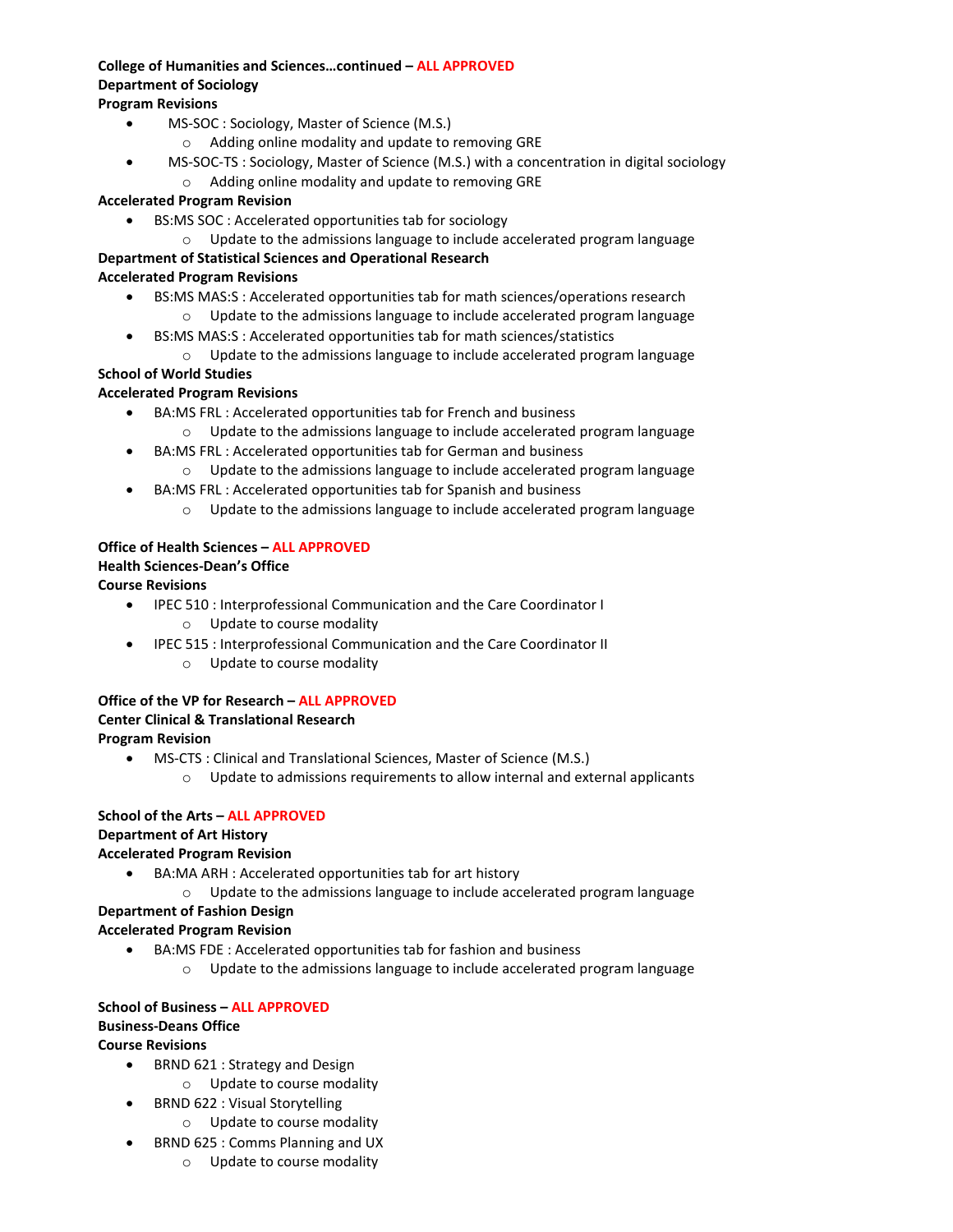**College of Humanities and Sciences…continued – ALL APPROVED**
**Department of Sociology**
**Program Revisions**

- MS-SOC : Sociology, Master of Science (M.S.)
  - Adding online modality and update to removing GRE
- MS-SOC-TS : Sociology, Master of Science (M.S.) with a concentration in digital sociology
  - Adding online modality and update to removing GRE

**Accelerated Program Revision**

- BS:MS SOC : Accelerated opportunities tab for sociology
  - Update to the admissions language to include accelerated program language

**Department of Statistical Sciences and Operational Research**
**Accelerated Program Revisions**

- BS:MS MAS:S : Accelerated opportunities tab for math sciences/operations research
  - Update to the admissions language to include accelerated program language
- BS:MS MAS:S : Accelerated opportunities tab for math sciences/statistics
  - Update to the admissions language to include accelerated program language

**School of World Studies**
**Accelerated Program Revisions**

- BA:MS FRL : Accelerated opportunities tab for French and business
  - Update to the admissions language to include accelerated program language
- BA:MS FRL : Accelerated opportunities tab for German and business
  - Update to the admissions language to include accelerated program language
- BA:MS FRL : Accelerated opportunities tab for Spanish and business
  - Update to the admissions language to include accelerated program language

**Office of Health Sciences – ALL APPROVED**
**Health Sciences-Dean's Office**
**Course Revisions**

- IPEC 510 : Interprofessional Communication and the Care Coordinator I
  - Update to course modality
- IPEC 515 : Interprofessional Communication and the Care Coordinator II
  - Update to course modality

**Office of the VP for Research – ALL APPROVED**
**Center Clinical & Translational Research**
**Program Revision**

- MS-CTS : Clinical and Translational Sciences, Master of Science (M.S.)
  - Update to admissions requirements to allow internal and external applicants

**School of the Arts – ALL APPROVED**
**Department of Art History**
**Accelerated Program Revision**

- BA:MA ARH : Accelerated opportunities tab for art history
  - Update to the admissions language to include accelerated program language

**Department of Fashion Design**
**Accelerated Program Revision**

- BA:MS FDE : Accelerated opportunities tab for fashion and business
  - Update to the admissions language to include accelerated program language

**School of Business – ALL APPROVED**
**Business-Deans Office**
**Course Revisions**

- BRND 621 : Strategy and Design
  - Update to course modality
- BRND 622 : Visual Storytelling
  - Update to course modality
- BRND 625 : Comms Planning and UX
  - Update to course modality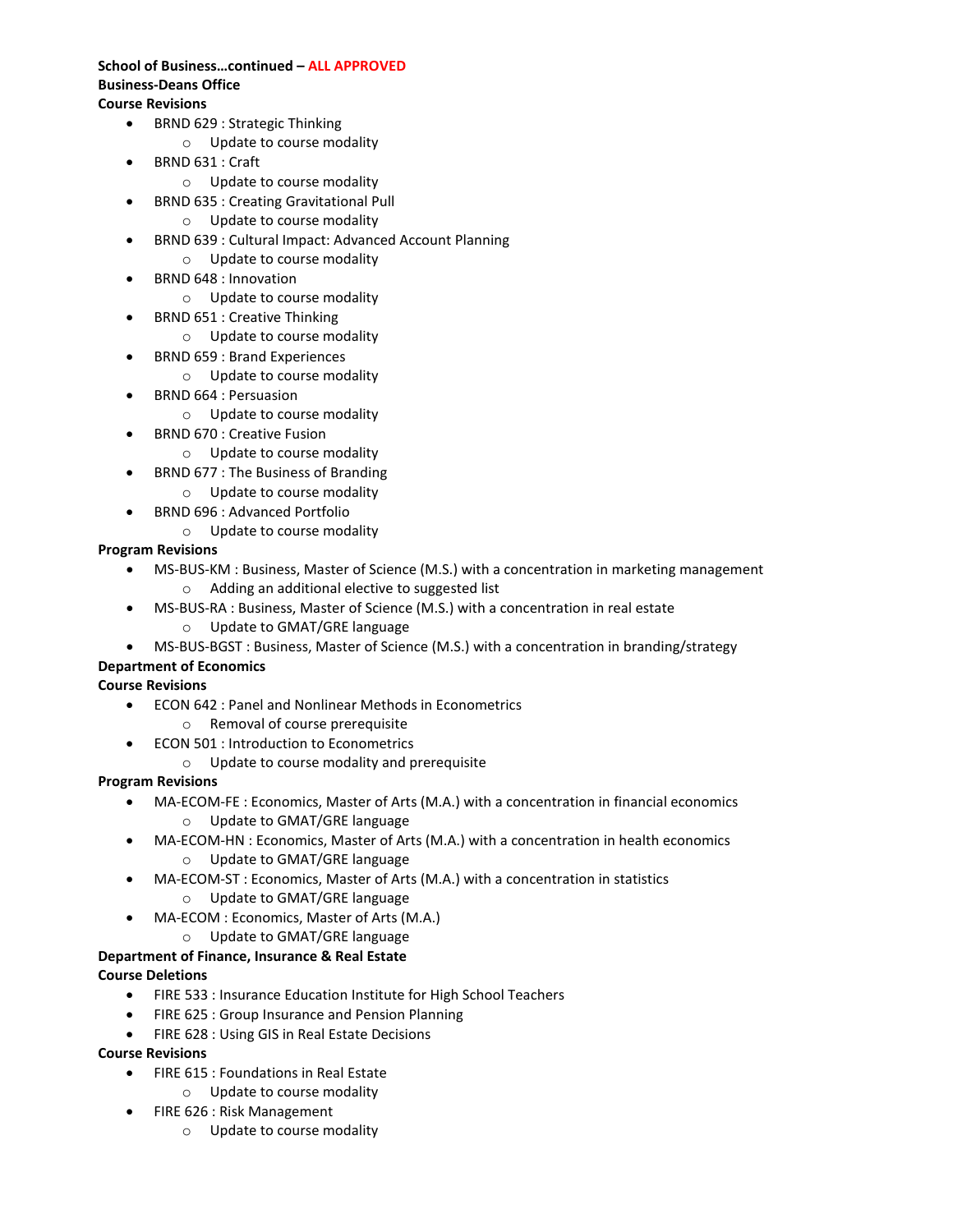**School of Business…continued – ALL APPROVED**

**Business-Deans Office**

**Course Revisions**

- BRND 629 : Strategic Thinking
  - Update to course modality
- BRND 631 : Craft
  - Update to course modality
- BRND 635 : Creating Gravitational Pull
  - Update to course modality
- BRND 639 : Cultural Impact: Advanced Account Planning
  - Update to course modality
- BRND 648 : Innovation
  - Update to course modality
- BRND 651 : Creative Thinking
  - Update to course modality
- BRND 659 : Brand Experiences
  - Update to course modality
- BRND 664 : Persuasion
  - Update to course modality
- BRND 670 : Creative Fusion
  - Update to course modality
- BRND 677 : The Business of Branding
  - Update to course modality
- BRND 696 : Advanced Portfolio
  - Update to course modality

**Program Revisions**

- MS-BUS-KM : Business, Master of Science (M.S.) with a concentration in marketing management
  - Adding an additional elective to suggested list
- MS-BUS-RA : Business, Master of Science (M.S.) with a concentration in real estate
  - Update to GMAT/GRE language
- MS-BUS-BGST : Business, Master of Science (M.S.) with a concentration in branding/strategy

**Department of Economics**

**Course Revisions**

- ECON 642 : Panel and Nonlinear Methods in Econometrics
  - Removal of course prerequisite
- ECON 501 : Introduction to Econometrics
  - Update to course modality and prerequisite

**Program Revisions**

- MA-ECOM-FE : Economics, Master of Arts (M.A.) with a concentration in financial economics
  - Update to GMAT/GRE language
- MA-ECOM-HN : Economics, Master of Arts (M.A.) with a concentration in health economics
  - Update to GMAT/GRE language
- MA-ECOM-ST : Economics, Master of Arts (M.A.) with a concentration in statistics
  - Update to GMAT/GRE language
- MA-ECOM : Economics, Master of Arts (M.A.)
  - Update to GMAT/GRE language

**Department of Finance, Insurance & Real Estate**

**Course Deletions**

- FIRE 533 : Insurance Education Institute for High School Teachers
- FIRE 625 : Group Insurance and Pension Planning
- FIRE 628 : Using GIS in Real Estate Decisions

**Course Revisions**

- FIRE 615 : Foundations in Real Estate
  - Update to course modality
- FIRE 626 : Risk Management
  - Update to course modality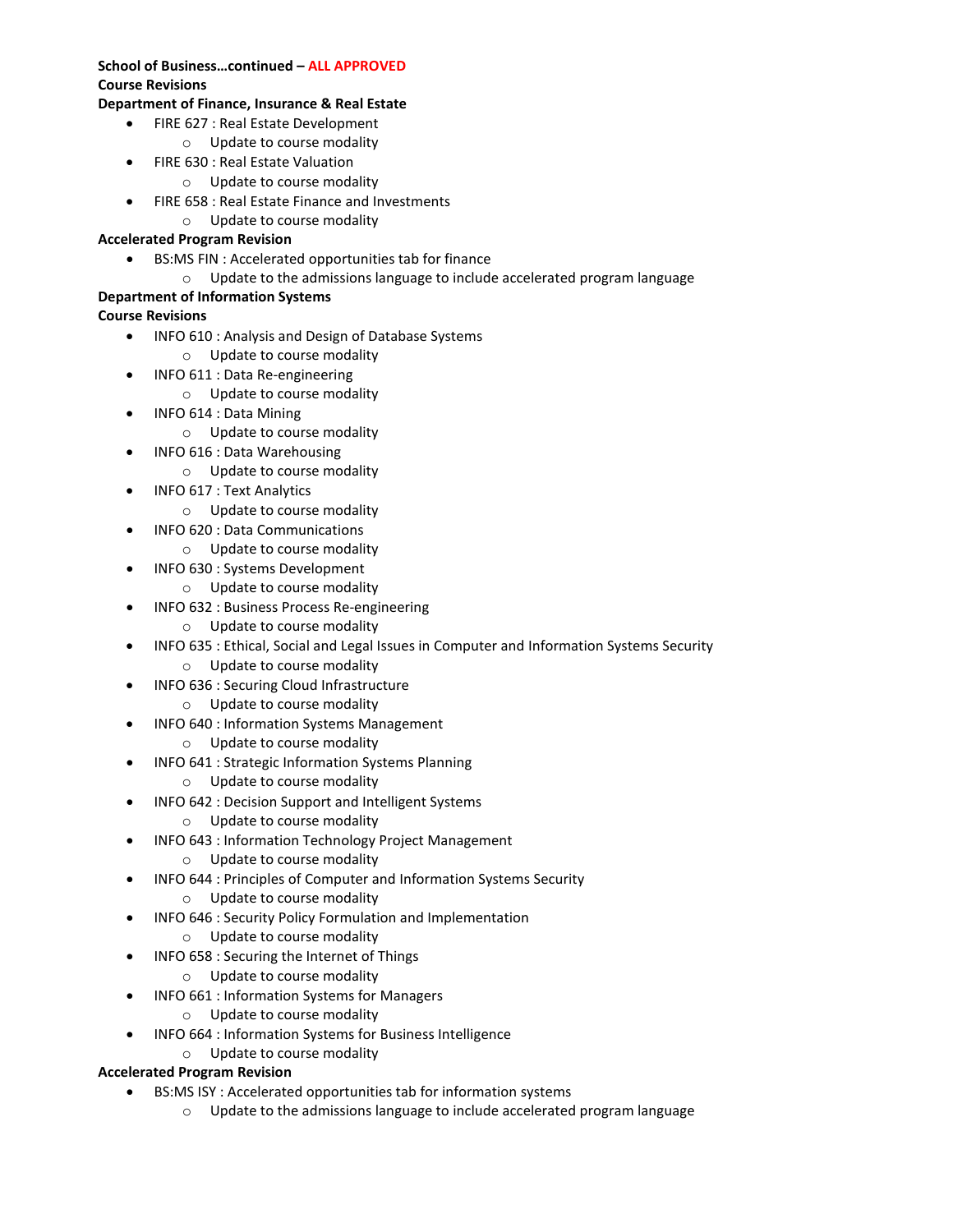**School of Business…continued – ALL APPROVED**

**Course Revisions**

**Department of Finance, Insurance & Real Estate**

- FIRE 627 : Real Estate Development
  - Update to course modality
- FIRE 630 : Real Estate Valuation
  - Update to course modality
- FIRE 658 : Real Estate Finance and Investments
  - Update to course modality

**Accelerated Program Revision**

- BS:MS FIN : Accelerated opportunities tab for finance
  - Update to the admissions language to include accelerated program language

**Department of Information Systems**

**Course Revisions**

- INFO 610 : Analysis and Design of Database Systems
  - Update to course modality
- INFO 611 : Data Re-engineering
  - Update to course modality
- INFO 614 : Data Mining
  - Update to course modality
- INFO 616 : Data Warehousing
  - Update to course modality
- INFO 617 : Text Analytics
  - Update to course modality
- INFO 620 : Data Communications
  - Update to course modality
- INFO 630 : Systems Development
  - Update to course modality
- INFO 632 : Business Process Re-engineering
  - Update to course modality
- INFO 635 : Ethical, Social and Legal Issues in Computer and Information Systems Security
  - Update to course modality
- INFO 636 : Securing Cloud Infrastructure
  - Update to course modality
- INFO 640 : Information Systems Management
  - Update to course modality
- INFO 641 : Strategic Information Systems Planning
  - Update to course modality
- INFO 642 : Decision Support and Intelligent Systems
  - Update to course modality
- INFO 643 : Information Technology Project Management
  - Update to course modality
- INFO 644 : Principles of Computer and Information Systems Security
  - Update to course modality
- INFO 646 : Security Policy Formulation and Implementation
  - Update to course modality
- INFO 658 : Securing the Internet of Things
  - Update to course modality
- INFO 661 : Information Systems for Managers
  - Update to course modality
- INFO 664 : Information Systems for Business Intelligence
  - Update to course modality

**Accelerated Program Revision**

- BS:MS ISY : Accelerated opportunities tab for information systems
  - Update to the admissions language to include accelerated program language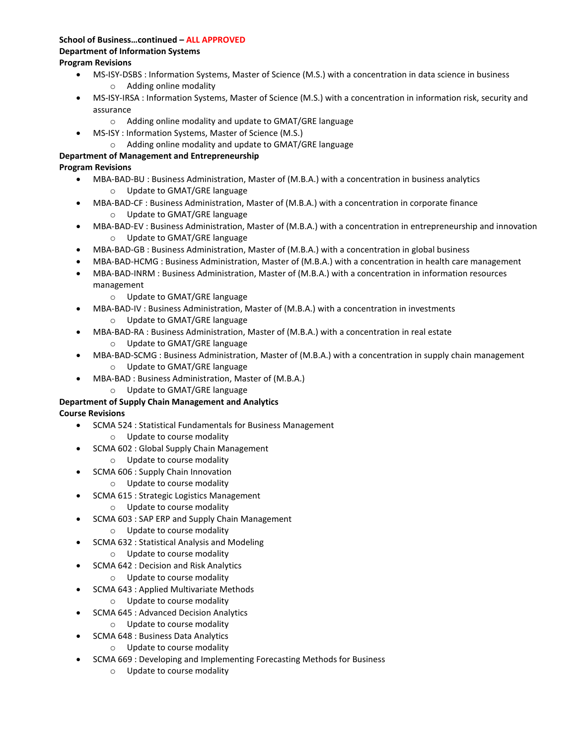**School of Business…continued – ALL APPROVED**

**Department of Information Systems**

**Program Revisions**

- MS-ISY-DSBS : Information Systems, Master of Science (M.S.) with a concentration in data science in business
  - Adding online modality
- MS-ISY-IRSA : Information Systems, Master of Science (M.S.) with a concentration in information risk, security and assurance
  - Adding online modality and update to GMAT/GRE language
- MS-ISY : Information Systems, Master of Science (M.S.)
  - Adding online modality and update to GMAT/GRE language

**Department of Management and Entrepreneurship**

**Program Revisions**

- MBA-BAD-BU : Business Administration, Master of (M.B.A.) with a concentration in business analytics
  - Update to GMAT/GRE language
- MBA-BAD-CF : Business Administration, Master of (M.B.A.) with a concentration in corporate finance
  - Update to GMAT/GRE language
- MBA-BAD-EV : Business Administration, Master of (M.B.A.) with a concentration in entrepreneurship and innovation
  - Update to GMAT/GRE language
- MBA-BAD-GB : Business Administration, Master of (M.B.A.) with a concentration in global business
- MBA-BAD-HCMG : Business Administration, Master of (M.B.A.) with a concentration in health care management
- MBA-BAD-INRM : Business Administration, Master of (M.B.A.) with a concentration in information resources management
  - Update to GMAT/GRE language
- MBA-BAD-IV : Business Administration, Master of (M.B.A.) with a concentration in investments
  - Update to GMAT/GRE language
- MBA-BAD-RA : Business Administration, Master of (M.B.A.) with a concentration in real estate
  - Update to GMAT/GRE language
- MBA-BAD-SCMG : Business Administration, Master of (M.B.A.) with a concentration in supply chain management
  - Update to GMAT/GRE language
- MBA-BAD : Business Administration, Master of (M.B.A.)
  - Update to GMAT/GRE language

**Department of Supply Chain Management and Analytics**

**Course Revisions**

- SCMA 524 : Statistical Fundamentals for Business Management
  - Update to course modality
- SCMA 602 : Global Supply Chain Management
  - Update to course modality
- SCMA 606 : Supply Chain Innovation
  - Update to course modality
- SCMA 615 : Strategic Logistics Management
  - Update to course modality
- SCMA 603 : SAP ERP and Supply Chain Management
  - Update to course modality
- SCMA 632 : Statistical Analysis and Modeling
  - Update to course modality
- SCMA 642 : Decision and Risk Analytics
  - Update to course modality
- SCMA 643 : Applied Multivariate Methods
  - Update to course modality
- SCMA 645 : Advanced Decision Analytics
  - Update to course modality
- SCMA 648 : Business Data Analytics
  - Update to course modality
- SCMA 669 : Developing and Implementing Forecasting Methods for Business
  - Update to course modality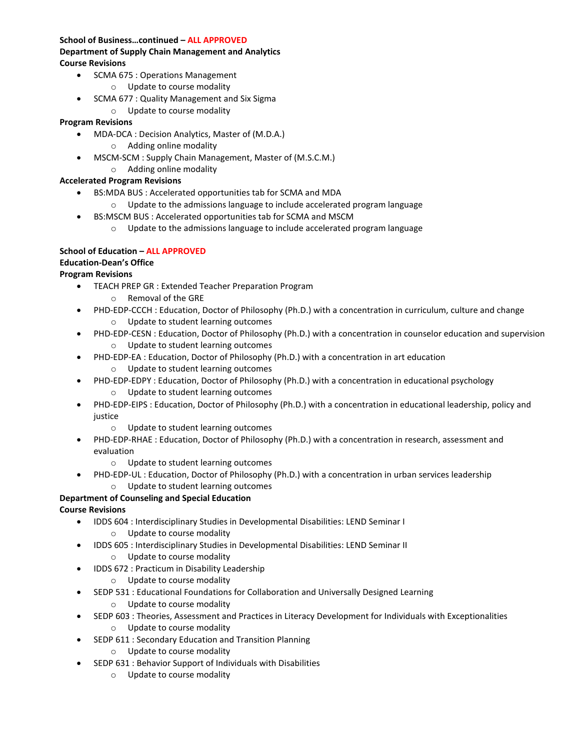**School of Business…continued – ALL APPROVED**

**Department of Supply Chain Management and Analytics**

**Course Revisions**

- SCMA 675 : Operations Management
  - Update to course modality
- SCMA 677 : Quality Management and Six Sigma
  - Update to course modality

**Program Revisions**

- MDA-DCA : Decision Analytics, Master of (M.D.A.)
  - Adding online modality
- MSCM-SCM : Supply Chain Management, Master of (M.S.C.M.)
  - Adding online modality

**Accelerated Program Revisions**

- BS:MDA BUS : Accelerated opportunities tab for SCMA and MDA
  - Update to the admissions language to include accelerated program language
- BS:MSCM BUS : Accelerated opportunities tab for SCMA and MSCM
  - Update to the admissions language to include accelerated program language

**School of Education – ALL APPROVED**

**Education-Dean's Office**

**Program Revisions**

- TEACH PREP GR : Extended Teacher Preparation Program
  - Removal of the GRE
- PHD-EDP-CCCH : Education, Doctor of Philosophy (Ph.D.) with a concentration in curriculum, culture and change
  - Update to student learning outcomes
- PHD-EDP-CESN : Education, Doctor of Philosophy (Ph.D.) with a concentration in counselor education and supervision
  - Update to student learning outcomes
- PHD-EDP-EA : Education, Doctor of Philosophy (Ph.D.) with a concentration in art education
  - Update to student learning outcomes
- PHD-EDP-EDPY : Education, Doctor of Philosophy (Ph.D.) with a concentration in educational psychology
  - Update to student learning outcomes
- PHD-EDP-EIPS : Education, Doctor of Philosophy (Ph.D.) with a concentration in educational leadership, policy and justice
  - Update to student learning outcomes
- PHD-EDP-RHAE : Education, Doctor of Philosophy (Ph.D.) with a concentration in research, assessment and evaluation
  - Update to student learning outcomes
- PHD-EDP-UL : Education, Doctor of Philosophy (Ph.D.) with a concentration in urban services leadership
  - Update to student learning outcomes

**Department of Counseling and Special Education**

**Course Revisions**

- IDDS 604 : Interdisciplinary Studies in Developmental Disabilities: LEND Seminar I
  - Update to course modality
- IDDS 605 : Interdisciplinary Studies in Developmental Disabilities: LEND Seminar II
  - Update to course modality
- IDDS 672 : Practicum in Disability Leadership
  - Update to course modality
- SEDP 531 : Educational Foundations for Collaboration and Universally Designed Learning
  - Update to course modality
- SEDP 603 : Theories, Assessment and Practices in Literacy Development for Individuals with Exceptionalities
  - Update to course modality
- SEDP 611 : Secondary Education and Transition Planning
  - Update to course modality
- SEDP 631 : Behavior Support of Individuals with Disabilities
  - Update to course modality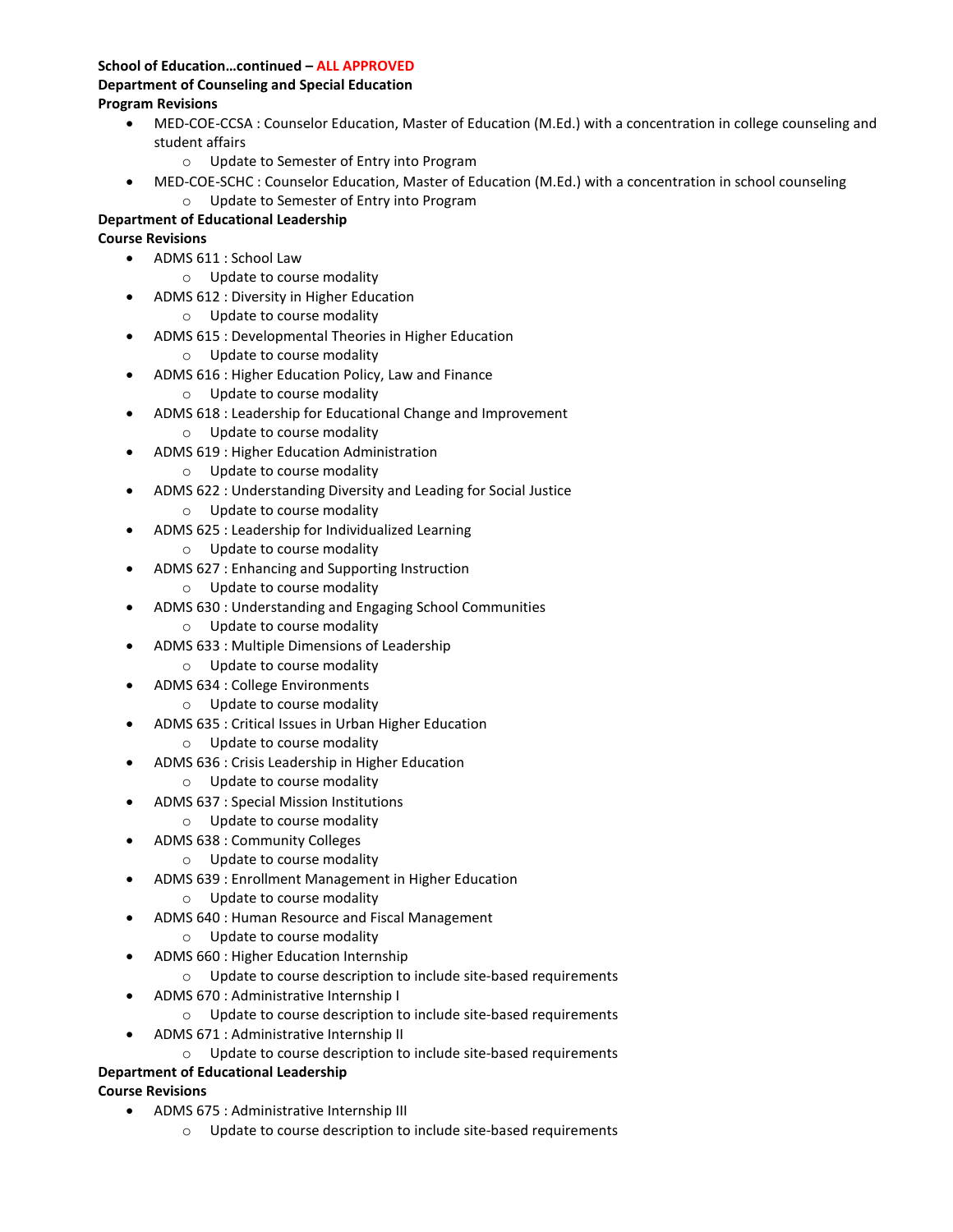**School of Education…continued – ALL APPROVED**

**Department of Counseling and Special Education**

**Program Revisions**

- MED-COE-CCSA : Counselor Education, Master of Education (M.Ed.) with a concentration in college counseling and student affairs
  - Update to Semester of Entry into Program
- MED-COE-SCHC : Counselor Education, Master of Education (M.Ed.) with a concentration in school counseling
  - Update to Semester of Entry into Program

**Department of Educational Leadership**

**Course Revisions**

- ADMS 611 : School Law
  - Update to course modality
- ADMS 612 : Diversity in Higher Education
  - Update to course modality
- ADMS 615 : Developmental Theories in Higher Education
  - Update to course modality
- ADMS 616 : Higher Education Policy, Law and Finance
  - Update to course modality
- ADMS 618 : Leadership for Educational Change and Improvement
  - Update to course modality
- ADMS 619 : Higher Education Administration
  - Update to course modality
- ADMS 622 : Understanding Diversity and Leading for Social Justice
  - Update to course modality
- ADMS 625 : Leadership for Individualized Learning
  - Update to course modality
- ADMS 627 : Enhancing and Supporting Instruction
  - Update to course modality
- ADMS 630 : Understanding and Engaging School Communities
  - Update to course modality
- ADMS 633 : Multiple Dimensions of Leadership
  - Update to course modality
- ADMS 634 : College Environments
  - Update to course modality
- ADMS 635 : Critical Issues in Urban Higher Education
  - Update to course modality
- ADMS 636 : Crisis Leadership in Higher Education
  - Update to course modality
- ADMS 637 : Special Mission Institutions
  - Update to course modality
- ADMS 638 : Community Colleges
  - Update to course modality
- ADMS 639 : Enrollment Management in Higher Education
  - Update to course modality
- ADMS 640 : Human Resource and Fiscal Management
  - Update to course modality
- ADMS 660 : Higher Education Internship
  - Update to course description to include site-based requirements
- ADMS 670 : Administrative Internship I
  - Update to course description to include site-based requirements
- ADMS 671 : Administrative Internship II
  - Update to course description to include site-based requirements

**Department of Educational Leadership**

**Course Revisions**

- ADMS 675 : Administrative Internship III
  - Update to course description to include site-based requirements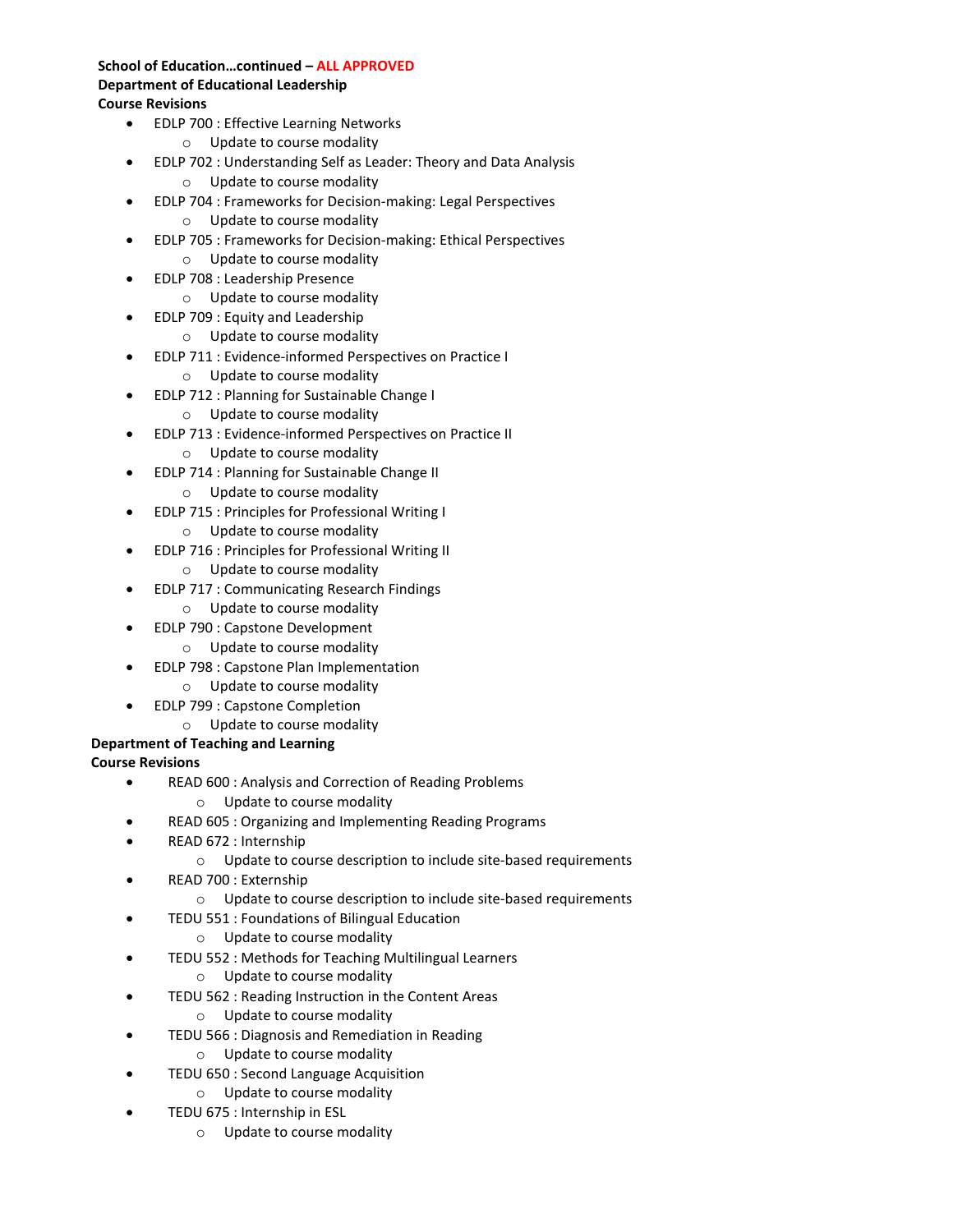**School of Education…continued – ALL APPROVED**

**Department of Educational Leadership**

**Course Revisions**

- EDLP 700 : Effective Learning Networks
  - Update to course modality
- EDLP 702 : Understanding Self as Leader: Theory and Data Analysis
  - Update to course modality
- EDLP 704 : Frameworks for Decision-making: Legal Perspectives
  - Update to course modality
- EDLP 705 : Frameworks for Decision-making: Ethical Perspectives
  - Update to course modality
- EDLP 708 : Leadership Presence
  - Update to course modality
- EDLP 709 : Equity and Leadership
  - Update to course modality
- EDLP 711 : Evidence-informed Perspectives on Practice I
  - Update to course modality
- EDLP 712 : Planning for Sustainable Change I
  - Update to course modality
- EDLP 713 : Evidence-informed Perspectives on Practice II
  - Update to course modality
- EDLP 714 : Planning for Sustainable Change II
  - Update to course modality
- EDLP 715 : Principles for Professional Writing I
  - Update to course modality
- EDLP 716 : Principles for Professional Writing II
  - Update to course modality
- EDLP 717 : Communicating Research Findings
  - Update to course modality
- EDLP 790 : Capstone Development
  - Update to course modality
- EDLP 798 : Capstone Plan Implementation
  - Update to course modality
- EDLP 799 : Capstone Completion
  - Update to course modality

**Department of Teaching and Learning**

**Course Revisions**

- READ 600 : Analysis and Correction of Reading Problems
  - Update to course modality
- READ 605 : Organizing and Implementing Reading Programs
- READ 672 : Internship
  - Update to course description to include site-based requirements
- READ 700 : Externship
  - Update to course description to include site-based requirements
- TEDU 551 : Foundations of Bilingual Education
  - Update to course modality
- TEDU 552 : Methods for Teaching Multilingual Learners
  - Update to course modality
- TEDU 562 : Reading Instruction in the Content Areas
  - Update to course modality
- TEDU 566 : Diagnosis and Remediation in Reading
  - Update to course modality
- TEDU 650 : Second Language Acquisition
  - Update to course modality
- TEDU 675 : Internship in ESL
  - Update to course modality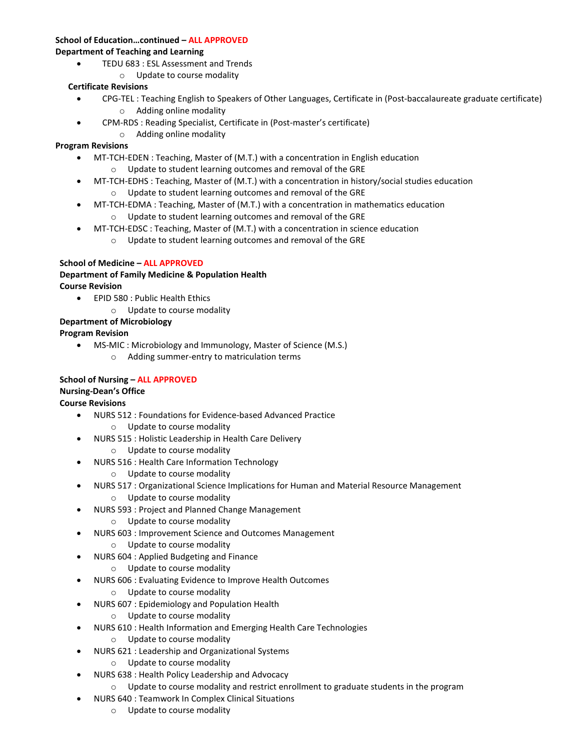**School of Education…continued – ALL APPROVED**

**Department of Teaching and Learning**

- TEDU 683 : ESL Assessment and Trends
  - Update to course modality

**Certificate Revisions**

- CPG-TEL : Teaching English to Speakers of Other Languages, Certificate in (Post-baccalaureate graduate certificate)
  - Adding online modality
- CPM-RDS : Reading Specialist, Certificate in (Post-master's certificate)
  - Adding online modality

**Program Revisions**

- MT-TCH-EDEN : Teaching, Master of (M.T.) with a concentration in English education
  - Update to student learning outcomes and removal of the GRE
- MT-TCH-EDHS : Teaching, Master of (M.T.) with a concentration in history/social studies education
  - Update to student learning outcomes and removal of the GRE
- MT-TCH-EDMA : Teaching, Master of (M.T.) with a concentration in mathematics education
  - Update to student learning outcomes and removal of the GRE
- MT-TCH-EDSC : Teaching, Master of (M.T.) with a concentration in science education
  - Update to student learning outcomes and removal of the GRE

**School of Medicine – ALL APPROVED**

**Department of Family Medicine & Population Health**

**Course Revision**

- EPID 580 : Public Health Ethics
  - Update to course modality

**Department of Microbiology**

**Program Revision**

- MS-MIC : Microbiology and Immunology, Master of Science (M.S.)
  - Adding summer-entry to matriculation terms

**School of Nursing – ALL APPROVED**

**Nursing-Dean's Office**

**Course Revisions**

- NURS 512 : Foundations for Evidence-based Advanced Practice
  - Update to course modality
- NURS 515 : Holistic Leadership in Health Care Delivery
  - Update to course modality
- NURS 516 : Health Care Information Technology
  - Update to course modality
- NURS 517 : Organizational Science Implications for Human and Material Resource Management
  - Update to course modality
- NURS 593 : Project and Planned Change Management
  - Update to course modality
- NURS 603 : Improvement Science and Outcomes Management
  - Update to course modality
- NURS 604 : Applied Budgeting and Finance
  - Update to course modality
- NURS 606 : Evaluating Evidence to Improve Health Outcomes
  - Update to course modality
- NURS 607 : Epidemiology and Population Health
  - Update to course modality
- NURS 610 : Health Information and Emerging Health Care Technologies
  - Update to course modality
- NURS 621 : Leadership and Organizational Systems
  - Update to course modality
- NURS 638 : Health Policy Leadership and Advocacy
  - Update to course modality and restrict enrollment to graduate students in the program
- NURS 640 : Teamwork In Complex Clinical Situations
  - Update to course modality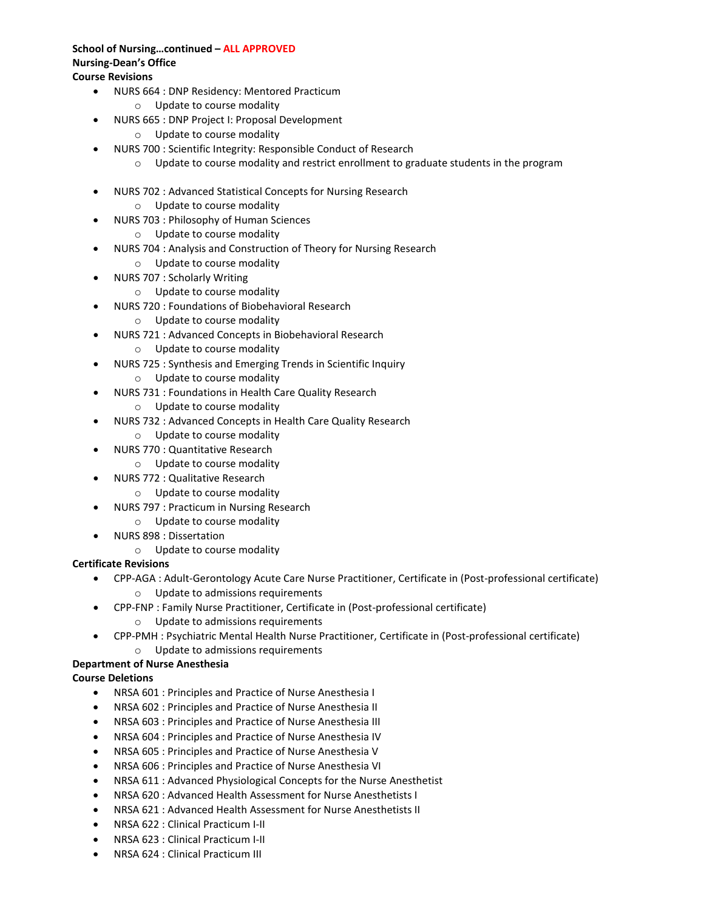**School of Nursing…continued – ALL APPROVED**

**Nursing-Dean's Office**

**Course Revisions**

- NURS 664 : DNP Residency: Mentored Practicum
  - Update to course modality
- NURS 665 : DNP Project I: Proposal Development
  - Update to course modality
- NURS 700 : Scientific Integrity: Responsible Conduct of Research
  - Update to course modality and restrict enrollment to graduate students in the program
- NURS 702 : Advanced Statistical Concepts for Nursing Research
  - Update to course modality
- NURS 703 : Philosophy of Human Sciences
  - Update to course modality
- NURS 704 : Analysis and Construction of Theory for Nursing Research
  - Update to course modality
- NURS 707 : Scholarly Writing
  - Update to course modality
- NURS 720 : Foundations of Biobehavioral Research
  - Update to course modality
- NURS 721 : Advanced Concepts in Biobehavioral Research
  - Update to course modality
- NURS 725 : Synthesis and Emerging Trends in Scientific Inquiry
  - Update to course modality
- NURS 731 : Foundations in Health Care Quality Research
  - Update to course modality
- NURS 732 : Advanced Concepts in Health Care Quality Research
  - Update to course modality
- NURS 770 : Quantitative Research
  - Update to course modality
- NURS 772 : Qualitative Research
  - Update to course modality
- NURS 797 : Practicum in Nursing Research
  - Update to course modality
- NURS 898 : Dissertation
  - Update to course modality

**Certificate Revisions**

- CPP-AGA : Adult-Gerontology Acute Care Nurse Practitioner, Certificate in (Post-professional certificate)
  - Update to admissions requirements
- CPP-FNP : Family Nurse Practitioner, Certificate in (Post-professional certificate)
  - Update to admissions requirements
- CPP-PMH : Psychiatric Mental Health Nurse Practitioner, Certificate in (Post-professional certificate)
  - Update to admissions requirements

**Department of Nurse Anesthesia**

**Course Deletions**

- NRSA 601 : Principles and Practice of Nurse Anesthesia I
- NRSA 602 : Principles and Practice of Nurse Anesthesia II
- NRSA 603 : Principles and Practice of Nurse Anesthesia III
- NRSA 604 : Principles and Practice of Nurse Anesthesia IV
- NRSA 605 : Principles and Practice of Nurse Anesthesia V
- NRSA 606 : Principles and Practice of Nurse Anesthesia VI
- NRSA 611 : Advanced Physiological Concepts for the Nurse Anesthetist
- NRSA 620 : Advanced Health Assessment for Nurse Anesthetists I
- NRSA 621 : Advanced Health Assessment for Nurse Anesthetists II
- NRSA 622 : Clinical Practicum I-II
- NRSA 623 : Clinical Practicum I-II
- NRSA 624 : Clinical Practicum III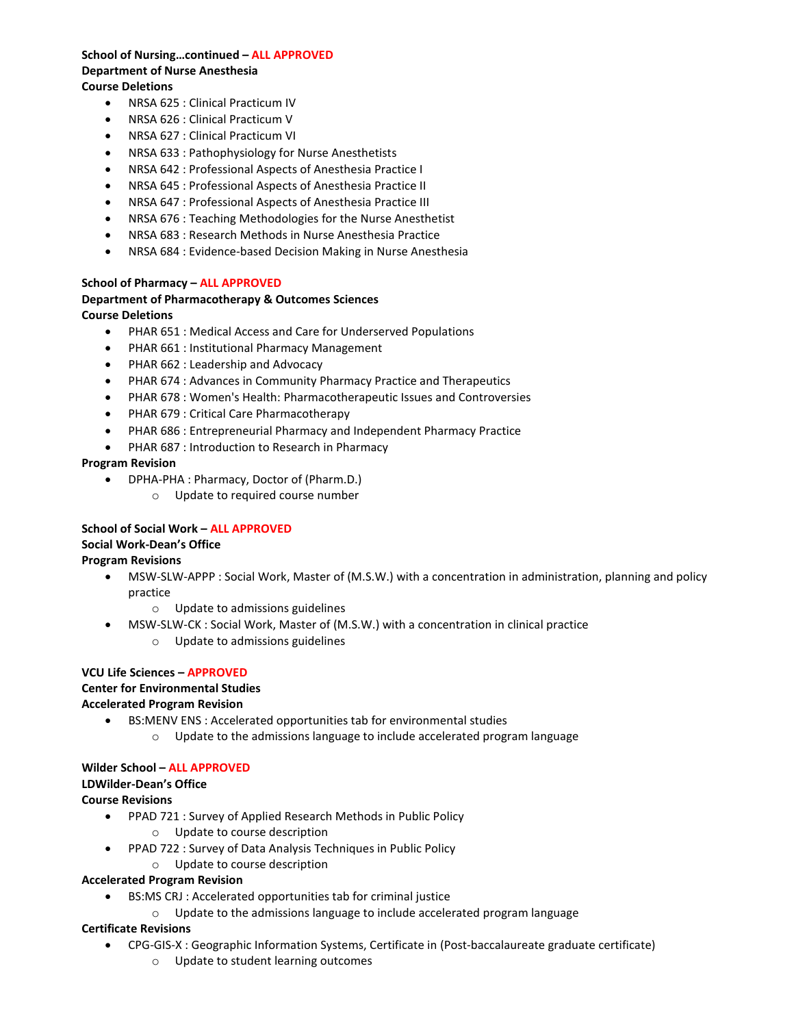**School of Nursing…continued – ALL APPROVED**

**Department of Nurse Anesthesia**

**Course Deletions**

- NRSA 625 : Clinical Practicum IV
- NRSA 626 : Clinical Practicum V
- NRSA 627 : Clinical Practicum VI
- NRSA 633 : Pathophysiology for Nurse Anesthetists
- NRSA 642 : Professional Aspects of Anesthesia Practice I
- NRSA 645 : Professional Aspects of Anesthesia Practice II
- NRSA 647 : Professional Aspects of Anesthesia Practice III
- NRSA 676 : Teaching Methodologies for the Nurse Anesthetist
- NRSA 683 : Research Methods in Nurse Anesthesia Practice
- NRSA 684 : Evidence-based Decision Making in Nurse Anesthesia

**School of Pharmacy – ALL APPROVED**

**Department of Pharmacotherapy & Outcomes Sciences**

**Course Deletions**

- PHAR 651 : Medical Access and Care for Underserved Populations
- PHAR 661 : Institutional Pharmacy Management
- PHAR 662 : Leadership and Advocacy
- PHAR 674 : Advances in Community Pharmacy Practice and Therapeutics
- PHAR 678 : Women's Health: Pharmacotherapeutic Issues and Controversies
- PHAR 679 : Critical Care Pharmacotherapy
- PHAR 686 : Entrepreneurial Pharmacy and Independent Pharmacy Practice
- PHAR 687 : Introduction to Research in Pharmacy

**Program Revision**

- DPHA-PHA : Pharmacy, Doctor of (Pharm.D.)
  - Update to required course number

**School of Social Work – ALL APPROVED**

**Social Work-Dean's Office**

**Program Revisions**

- MSW-SLW-APPP : Social Work, Master of (M.S.W.) with a concentration in administration, planning and policy practice
  - Update to admissions guidelines
- MSW-SLW-CK : Social Work, Master of (M.S.W.) with a concentration in clinical practice
  - Update to admissions guidelines

**VCU Life Sciences – APPROVED**

**Center for Environmental Studies**

**Accelerated Program Revision**

- BS:MENV ENS : Accelerated opportunities tab for environmental studies
  - Update to the admissions language to include accelerated program language

**Wilder School – ALL APPROVED**

**LDWilder-Dean's Office**

**Course Revisions**

- PPAD 721 : Survey of Applied Research Methods in Public Policy
  - Update to course description
- PPAD 722 : Survey of Data Analysis Techniques in Public Policy
  - Update to course description

**Accelerated Program Revision**

- BS:MS CRJ : Accelerated opportunities tab for criminal justice
  - Update to the admissions language to include accelerated program language

**Certificate Revisions**

- CPG-GIS-X : Geographic Information Systems, Certificate in (Post-baccalaureate graduate certificate)
  - Update to student learning outcomes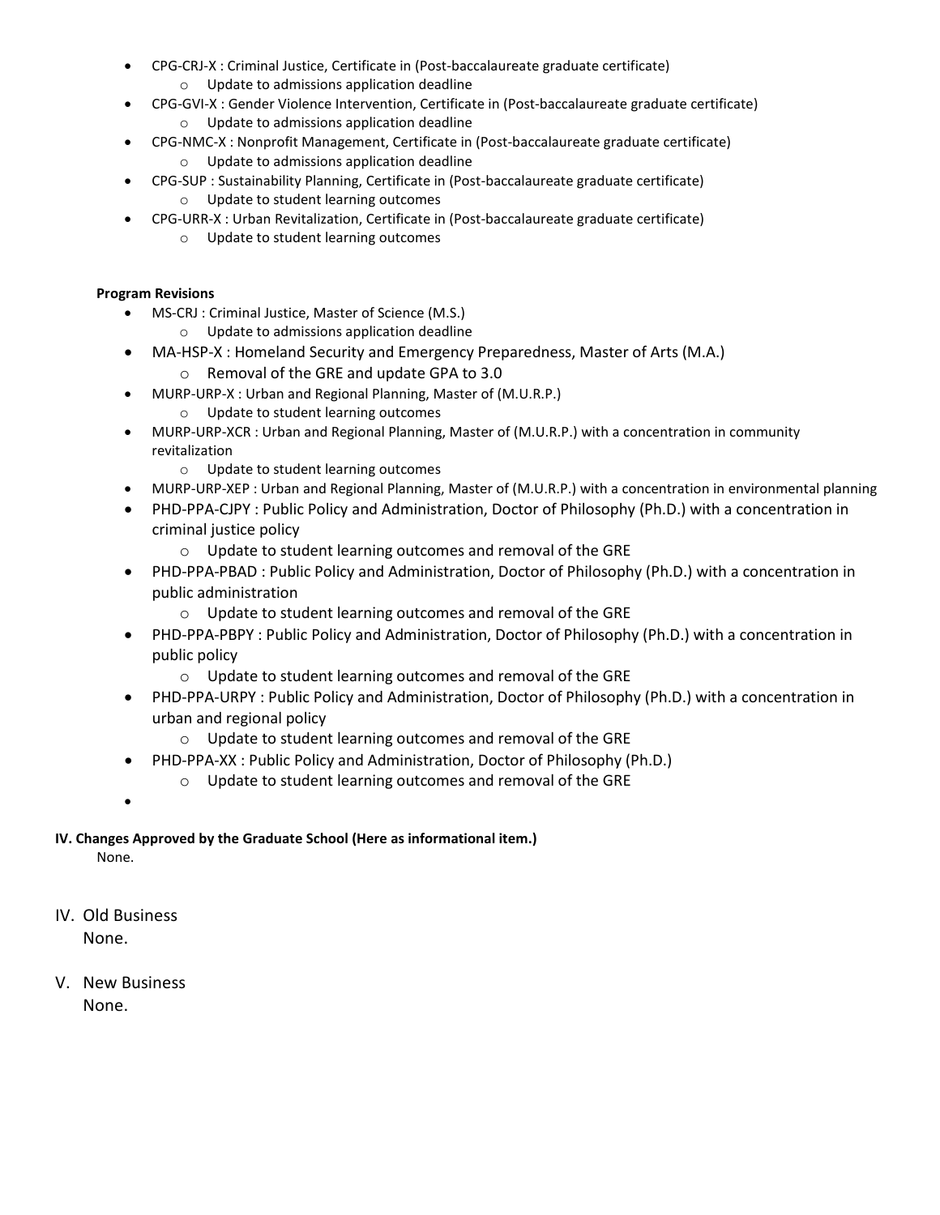- CPG-CRJ-X : Criminal Justice, Certificate in (Post-baccalaureate graduate certificate)
  - Update to admissions application deadline
- CPG-GVI-X : Gender Violence Intervention, Certificate in (Post-baccalaureate graduate certificate)
  - Update to admissions application deadline
- CPG-NMC-X : Nonprofit Management, Certificate in (Post-baccalaureate graduate certificate)
  - Update to admissions application deadline
- CPG-SUP : Sustainability Planning, Certificate in (Post-baccalaureate graduate certificate)
  - Update to student learning outcomes
- CPG-URR-X : Urban Revitalization, Certificate in (Post-baccalaureate graduate certificate)
  - Update to student learning outcomes

**Program Revisions**

- MS-CRJ : Criminal Justice, Master of Science (M.S.)
  - Update to admissions application deadline
- MA-HSP-X : Homeland Security and Emergency Preparedness, Master of Arts (M.A.)
  - Removal of the GRE and update GPA to 3.0
- MURP-URP-X : Urban and Regional Planning, Master of (M.U.R.P.)
  - Update to student learning outcomes
- MURP-URP-XCR : Urban and Regional Planning, Master of (M.U.R.P.) with a concentration in community revitalization
  - Update to student learning outcomes
- MURP-URP-XEP : Urban and Regional Planning, Master of (M.U.R.P.) with a concentration in environmental planning
- PHD-PPA-CJPY : Public Policy and Administration, Doctor of Philosophy (Ph.D.) with a concentration in criminal justice policy
  - Update to student learning outcomes and removal of the GRE
- PHD-PPA-PBAD : Public Policy and Administration, Doctor of Philosophy (Ph.D.) with a concentration in public administration
  - Update to student learning outcomes and removal of the GRE
- PHD-PPA-PBPY : Public Policy and Administration, Doctor of Philosophy (Ph.D.) with a concentration in public policy
  - Update to student learning outcomes and removal of the GRE
- PHD-PPA-URPY : Public Policy and Administration, Doctor of Philosophy (Ph.D.) with a concentration in urban and regional policy
  - Update to student learning outcomes and removal of the GRE
- PHD-PPA-XX : Public Policy and Administration, Doctor of Philosophy (Ph.D.)
  - Update to student learning outcomes and removal of the GRE

**IV. Changes Approved by the Graduate School (Here as informational item.)**

None.

IV. Old Business

None.

V. New Business

None.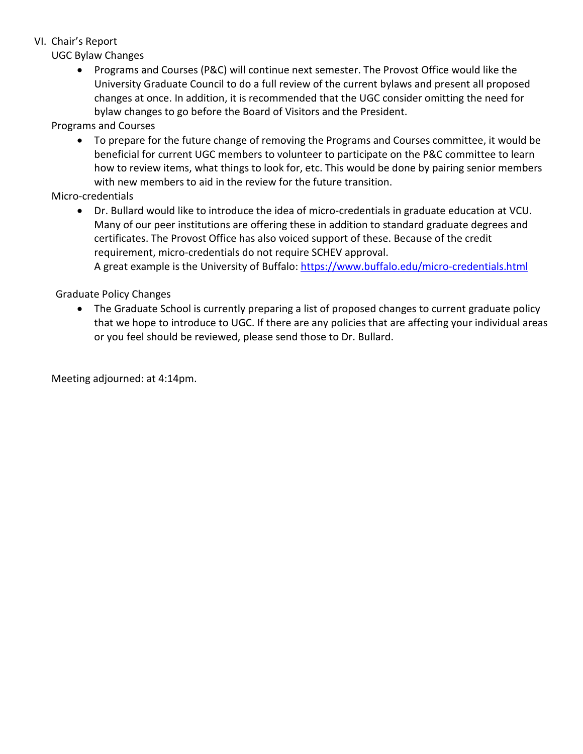VI. Chair's Report

UGC Bylaw Changes

- Programs and Courses (P&C) will continue next semester. The Provost Office would like the University Graduate Council to do a full review of the current bylaws and present all proposed changes at once. In addition, it is recommended that the UGC consider omitting the need for bylaw changes to go before the Board of Visitors and the President.

Programs and Courses

- To prepare for the future change of removing the Programs and Courses committee, it would be beneficial for current UGC members to volunteer to participate on the P&C committee to learn how to review items, what things to look for, etc. This would be done by pairing senior members with new members to aid in the review for the future transition.

Micro-credentials

- Dr. Bullard would like to introduce the idea of micro-credentials in graduate education at VCU. Many of our peer institutions are offering these in addition to standard graduate degrees and certificates. The Provost Office has also voiced support of these. Because of the credit requirement, micro-credentials do not require SCHEV approval.
  A great example is the University of Buffalo: https://www.buffalo.edu/micro-credentials.html

Graduate Policy Changes

- The Graduate School is currently preparing a list of proposed changes to current graduate policy that we hope to introduce to UGC. If there are any policies that are affecting your individual areas or you feel should be reviewed, please send those to Dr. Bullard.

Meeting adjourned: at 4:14pm.